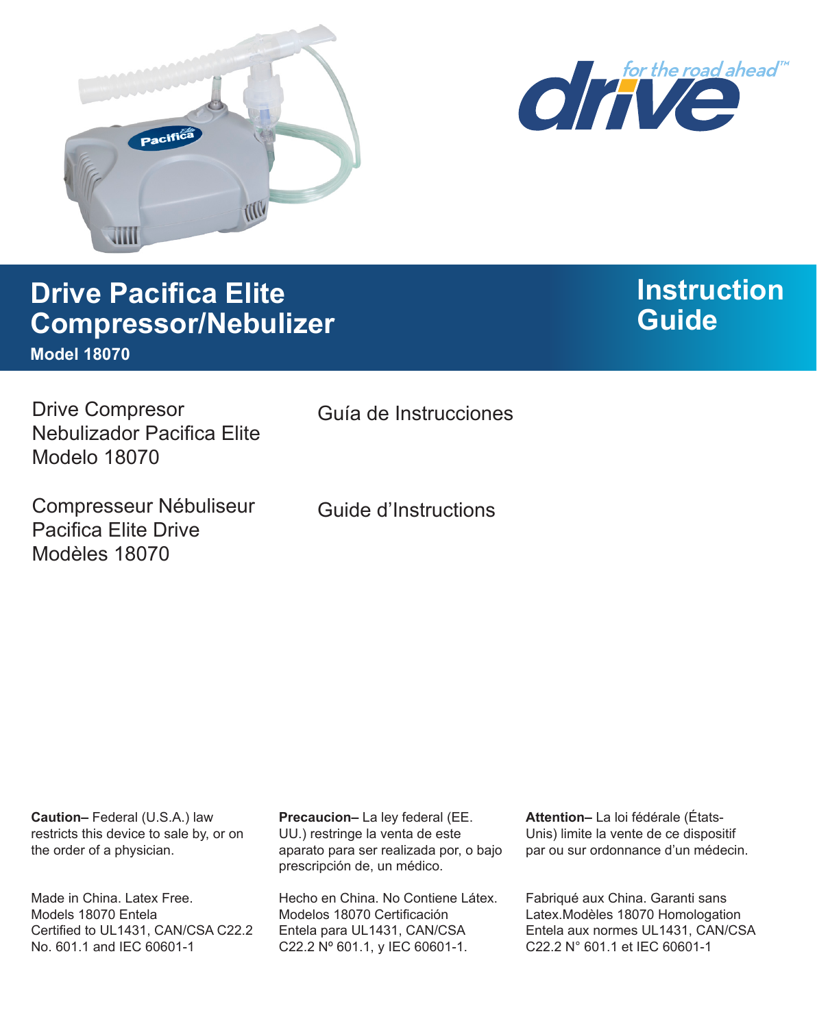drive *for the road ahead*™

# Drive Pacifica Elite Compressor/Nebulizer

**Model 18070**

# Instruction Guide

Drive Compresor Nebulizador Pacifica Elite Modelo 18070

Guía de Instrucciones

Compresseur Nébuliseur Pacifica Elite Drive Modèles 18070

Guide d'Instructions

**Caution–** Federal (U.S.A.) law restricts this device to sale by, or on the order of a physician.

Made in China. Latex Free. Models 18070 Entela Certified to UL1431, CAN/CSA C22.2 No. 601.1 and IEC 60601-1

**Precaucion–** La ley federal (EE. UU.) restringe la venta de este aparato para ser realizada por, o bajo prescripción de, un médico.

Hecho en China. No Contiene Látex. Modelos 18070 Certificación Entela para UL1431, CAN/CSA C22.2 Nº 601.1, y IEC 60601-1.

**Attention–** La loi fédérale (États-Unis) limite la vente de ce dispositif par ou sur ordonnance d'un médecin.

Fabriqué aux China. Garanti sans Latex.Modèles 18070 Homologation Entela aux normes UL1431, CAN/CSA C22.2 N° 601.1 et IEC 60601-1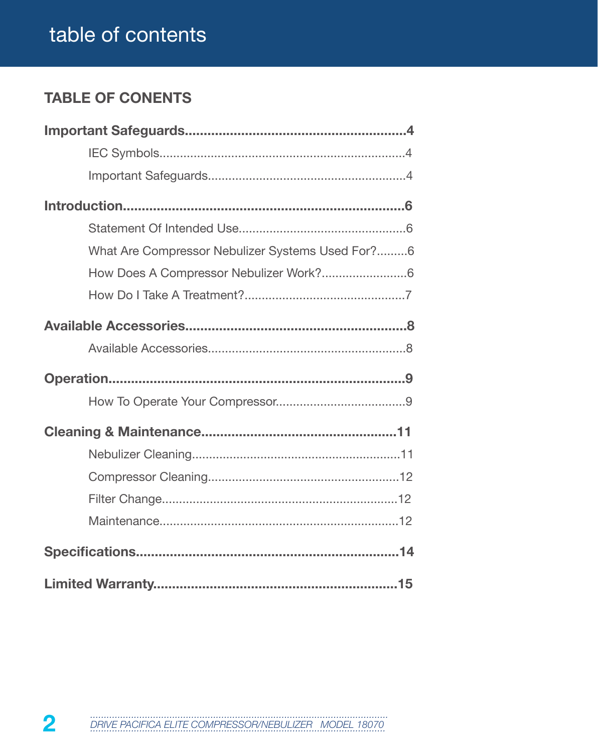# table of contents

## TABLE OF CONENTS

**Important Safeguards..........................................................4**

- IEC Symbols........................................................................4
- Important Safeguards..........................................................4

**Introduction..........................................................................6**

- Statement Of Intended Use.................................................6
- What Are Compressor Nebulizer Systems Used For?.........6
- How Does A Compressor Nebulizer Work?.........................6
- How Do I Take A Treatment?...............................................7

**Available Accessories..........................................................8**

- Available Accessories..........................................................8

**Operation..............................................................................9**

- How To Operate Your Compressor......................................9

**Cleaning & Maintenance...................................................11**

- Nebulizer Cleaning.............................................................11
- Compressor Cleaning........................................................12
- Filter Change.....................................................................12
- Maintenance......................................................................12

**Specifications......................................................................14**

**Limited Warranty................................................................15**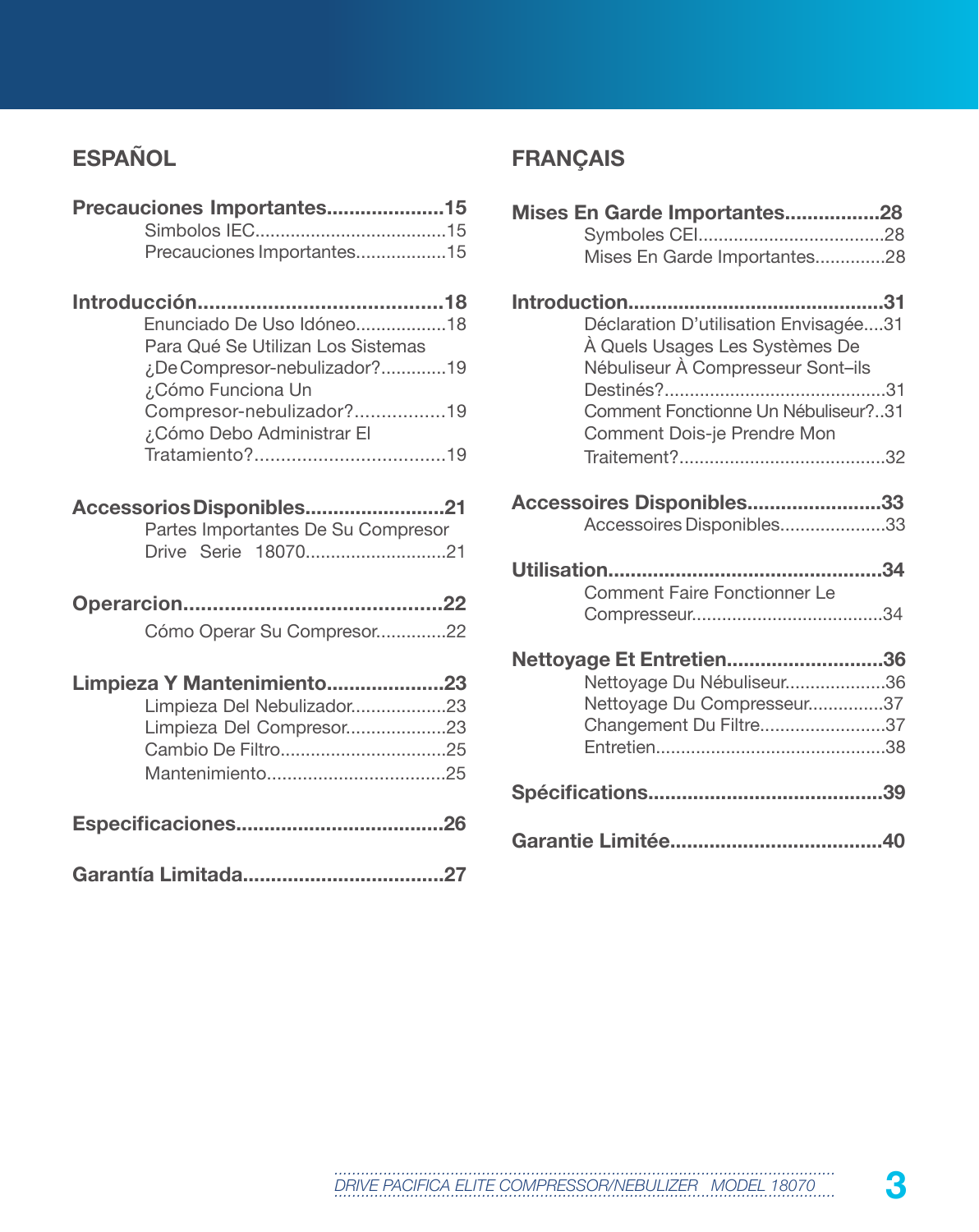## ESPAÑOL

**Precauciones Importantes.....................15**
- Simbolos IEC......................................15
- Precauciones Importantes..................15

**Introducción..........................................18**
- Enunciado De Uso Idóneo..................18
- Para Qué Se Utilizan Los Sistemas ¿De Compresor-nebulizador?.............19
- ¿Cómo Funciona Un Compresor-nebulizador?.................19
- ¿Cómo Debo Administrar El Tratamiento?....................................19

**Accessorios Disponibles.........................21**
- Partes Importantes De Su Compresor Drive Serie 18070............................21

**Operarcion............................................22**
- Cómo Operar Su Compresor..............22

**Limpieza Y Mantenimiento.....................23**
- Limpieza Del Nebulizador...................23
- Limpieza Del Compresor....................23
- Cambio De Filtro.................................25
- Mantenimiento...................................25

**Especificaciones....................................26**

**Garantía Limitada...................................27**

## FRANÇAIS

**Mises En Garde Importantes.................28**
- Symboles CEI.....................................28
- Mises En Garde Importantes..............28

**Introduction.............................................31**
- Déclaration D'utilisation Envisagée....31
- À Quels Usages Les Systèmes De Nébuliseur À Compresseur Sont–ils Destinés?............................................31
- Comment Fonctionne Un Nébuliseur?..31
- Comment Dois-je Prendre Mon Traitement?.........................................32

**Accessoires Disponibles........................33**
- Accessoires Disponibles.....................33

**Utilisation................................................34**
- Comment Faire Fonctionner Le Compresseur.....................................34

**Nettoyage Et Entretien............................36**
- Nettoyage Du Nébuliseur....................36
- Nettoyage Du Compresseur...............37
- Changement Du Filtre.........................37
- Entretien.............................................38

**Spécifications.........................................39**

**Garantie Limitée......................................40**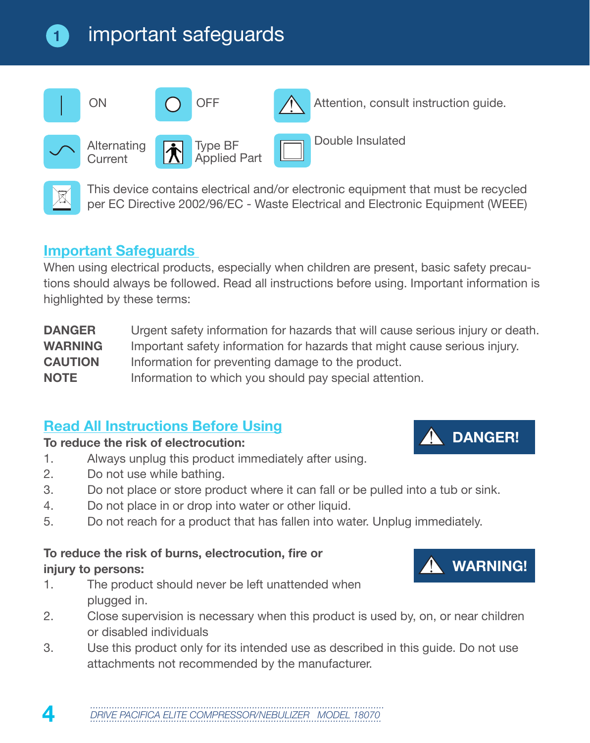# 1 important safeguards

| Symbol | Meaning |
| --- | --- |
| \| | ON |
| ○ | OFF |
| ⚠ | Attention, consult instruction guide. |
| ∿ | Alternating Current |
| Type BF | Type BF Applied Part |
| ▢ | Double Insulated |
| WEEE | This device contains electrical and/or electronic equipment that must be recycled per EC Directive 2002/96/EC - Waste Electrical and Electronic Equipment (WEEE) |

## Important Safeguards

When using electrical products, especially when children are present, basic safety precautions should always be followed. Read all instructions before using. Important information is highlighted by these terms:

| | |
| --- | --- |
| **DANGER** | Urgent safety information for hazards that will cause serious injury or death. |
| **WARNING** | Important safety information for hazards that might cause serious injury. |
| **CAUTION** | Information for preventing damage to the product. |
| **NOTE** | Information to which you should pay special attention. |

## Read All Instructions Before Using

**⚠ DANGER!**

**To reduce the risk of electrocution:**

1. Always unplug this product immediately after using.
2. Do not use while bathing.
3. Do not place or store product where it can fall or be pulled into a tub or sink.
4. Do not place in or drop into water or other liquid.
5. Do not reach for a product that has fallen into water. Unplug immediately.

**⚠ WARNING!**

**To reduce the risk of burns, electrocution, fire or injury to persons:**

1. The product should never be left unattended when plugged in.
2. Close supervision is necessary when this product is used by, on, or near children or disabled individuals
3. Use this product only for its intended use as described in this guide. Do not use attachments not recommended by the manufacturer.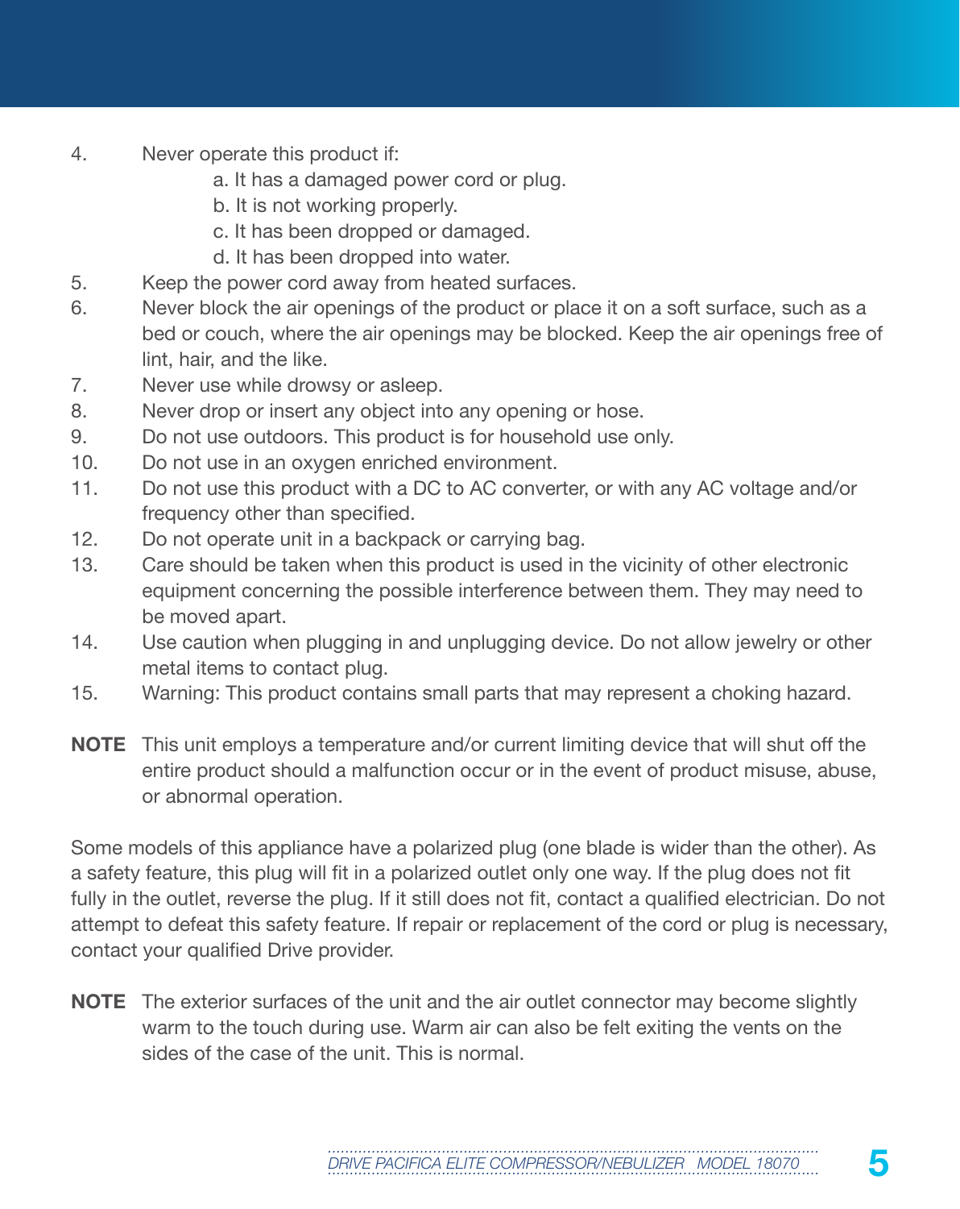4. Never operate this product if:
    a. It has a damaged power cord or plug.
    b. It is not working properly.
    c. It has been dropped or damaged.
    d. It has been dropped into water.
5. Keep the power cord away from heated surfaces.
6. Never block the air openings of the product or place it on a soft surface, such as a bed or couch, where the air openings may be blocked. Keep the air openings free of lint, hair, and the like.
7. Never use while drowsy or asleep.
8. Never drop or insert any object into any opening or hose.
9. Do not use outdoors. This product is for household use only.
10. Do not use in an oxygen enriched environment.
11. Do not use this product with a DC to AC converter, or with any AC voltage and/or frequency other than specified.
12. Do not operate unit in a backpack or carrying bag.
13. Care should be taken when this product is used in the vicinity of other electronic equipment concerning the possible interference between them. They may need to be moved apart.
14. Use caution when plugging in and unplugging device. Do not allow jewelry or other metal items to contact plug.
15. Warning: This product contains small parts that may represent a choking hazard.

**NOTE** This unit employs a temperature and/or current limiting device that will shut off the entire product should a malfunction occur or in the event of product misuse, abuse, or abnormal operation.

Some models of this appliance have a polarized plug (one blade is wider than the other). As a safety feature, this plug will fit in a polarized outlet only one way. If the plug does not fit fully in the outlet, reverse the plug. If it still does not fit, contact a qualified electrician. Do not attempt to defeat this safety feature. If repair or replacement of the cord or plug is necessary, contact your qualified Drive provider.

**NOTE** The exterior surfaces of the unit and the air outlet connector may become slightly warm to the touch during use. Warm air can also be felt exiting the vents on the sides of the case of the unit. This is normal.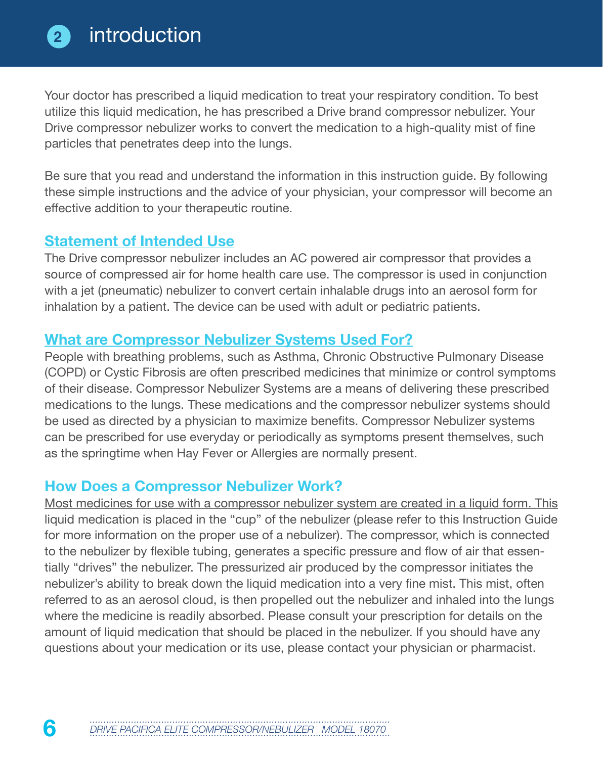# 2 introduction

Your doctor has prescribed a liquid medication to treat your respiratory condition. To best utilize this liquid medication, he has prescribed a Drive brand compressor nebulizer. Your Drive compressor nebulizer works to convert the medication to a high-quality mist of fine particles that penetrates deep into the lungs.

Be sure that you read and understand the information in this instruction guide. By following these simple instructions and the advice of your physician, your compressor will become an effective addition to your therapeutic routine.

## Statement of Intended Use

The Drive compressor nebulizer includes an AC powered air compressor that provides a source of compressed air for home health care use. The compressor is used in conjunction with a jet (pneumatic) nebulizer to convert certain inhalable drugs into an aerosol form for inhalation by a patient. The device can be used with adult or pediatric patients.

## What are Compressor Nebulizer Systems Used For?

People with breathing problems, such as Asthma, Chronic Obstructive Pulmonary Disease (COPD) or Cystic Fibrosis are often prescribed medicines that minimize or control symptoms of their disease. Compressor Nebulizer Systems are a means of delivering these prescribed medications to the lungs. These medications and the compressor nebulizer systems should be used as directed by a physician to maximize benefits. Compressor Nebulizer systems can be prescribed for use everyday or periodically as symptoms present themselves, such as the springtime when Hay Fever or Allergies are normally present.

## How Does a Compressor Nebulizer Work?

Most medicines for use with a compressor nebulizer system are created in a liquid form. This liquid medication is placed in the "cup" of the nebulizer (please refer to this Instruction Guide for more information on the proper use of a nebulizer). The compressor, which is connected to the nebulizer by flexible tubing, generates a specific pressure and flow of air that essentially "drives" the nebulizer. The pressurized air produced by the compressor initiates the nebulizer's ability to break down the liquid medication into a very fine mist. This mist, often referred to as an aerosol cloud, is then propelled out the nebulizer and inhaled into the lungs where the medicine is readily absorbed. Please consult your prescription for details on the amount of liquid medication that should be placed in the nebulizer. If you should have any questions about your medication or its use, please contact your physician or pharmacist.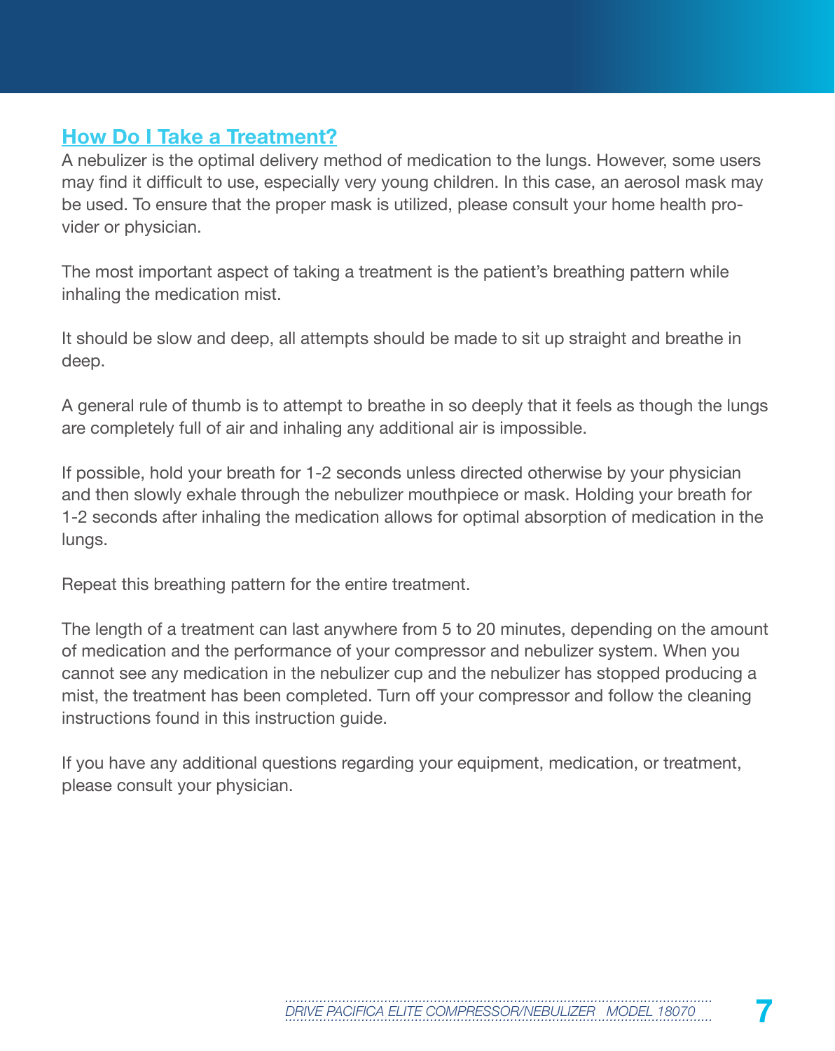## How Do I Take a Treatment?

A nebulizer is the optimal delivery method of medication to the lungs. However, some users may find it difficult to use, especially very young children. In this case, an aerosol mask may be used. To ensure that the proper mask is utilized, please consult your home health provider or physician.

The most important aspect of taking a treatment is the patient's breathing pattern while inhaling the medication mist.

It should be slow and deep, all attempts should be made to sit up straight and breathe in deep.

A general rule of thumb is to attempt to breathe in so deeply that it feels as though the lungs are completely full of air and inhaling any additional air is impossible.

If possible, hold your breath for 1-2 seconds unless directed otherwise by your physician and then slowly exhale through the nebulizer mouthpiece or mask. Holding your breath for 1-2 seconds after inhaling the medication allows for optimal absorption of medication in the lungs.

Repeat this breathing pattern for the entire treatment.

The length of a treatment can last anywhere from 5 to 20 minutes, depending on the amount of medication and the performance of your compressor and nebulizer system. When you cannot see any medication in the nebulizer cup and the nebulizer has stopped producing a mist, the treatment has been completed. Turn off your compressor and follow the cleaning instructions found in this instruction guide.

If you have any additional questions regarding your equipment, medication, or treatment, please consult your physician.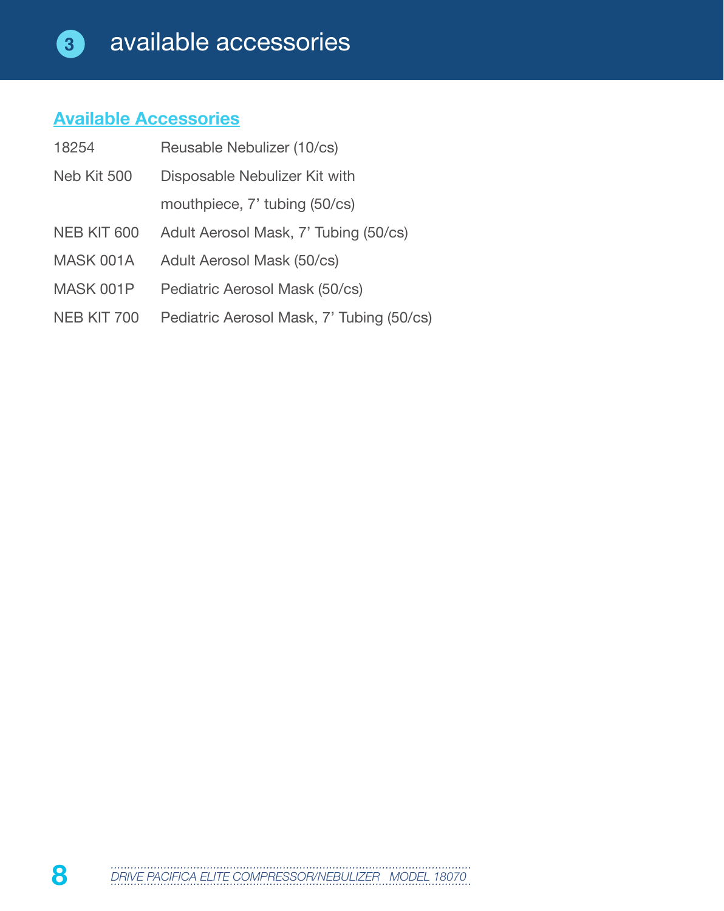# 3 available accessories

## Available Accessories

| | |
|---|---|
| 18254 | Reusable Nebulizer (10/cs) |
| Neb Kit 500 | Disposable Nebulizer Kit with mouthpiece, 7’ tubing (50/cs) |
| NEB KIT 600 | Adult Aerosol Mask, 7’ Tubing (50/cs) |
| MASK 001A | Adult Aerosol Mask (50/cs) |
| MASK 001P | Pediatric Aerosol Mask (50/cs) |
| NEB KIT 700 | Pediatric Aerosol Mask, 7’ Tubing (50/cs) |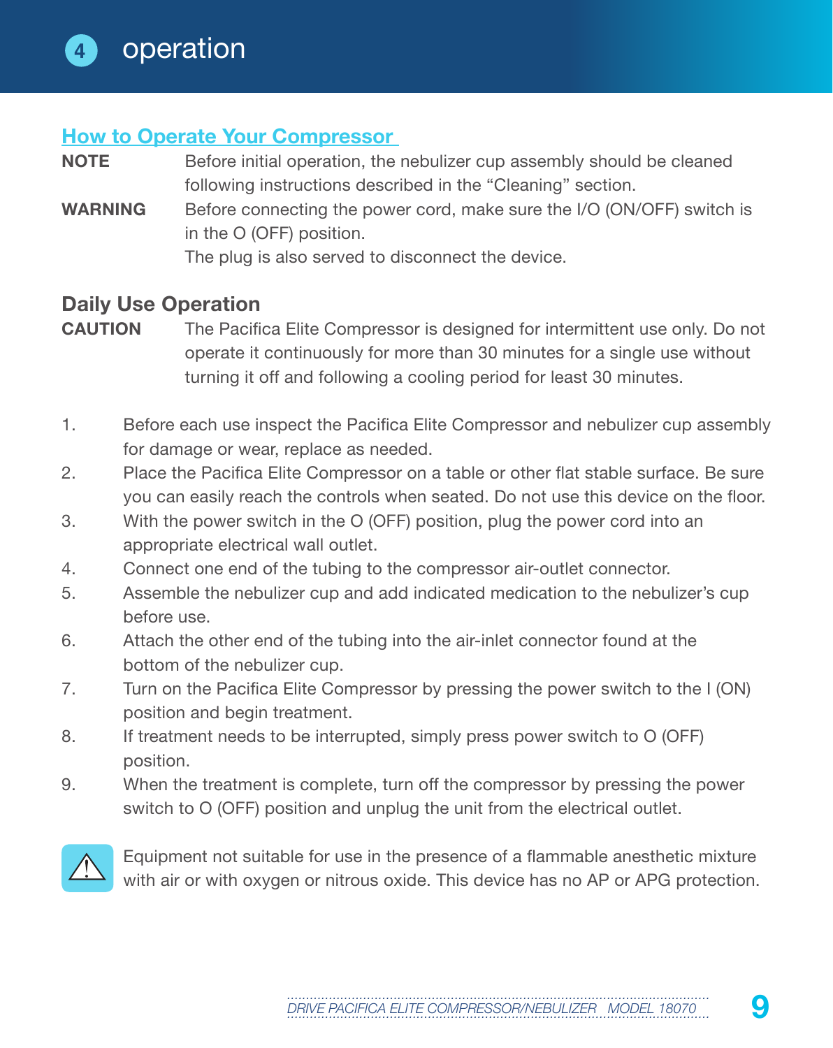# 4 operation

## How to Operate Your Compressor

**NOTE** Before initial operation, the nebulizer cup assembly should be cleaned following instructions described in the "Cleaning" section.

**WARNING** Before connecting the power cord, make sure the I/O (ON/OFF) switch is in the O (OFF) position.
The plug is also served to disconnect the device.

### Daily Use Operation

**CAUTION** The Pacifica Elite Compressor is designed for intermittent use only. Do not operate it continuously for more than 30 minutes for a single use without turning it off and following a cooling period for least 30 minutes.

1. Before each use inspect the Pacifica Elite Compressor and nebulizer cup assembly for damage or wear, replace as needed.
2. Place the Pacifica Elite Compressor on a table or other flat stable surface. Be sure you can easily reach the controls when seated. Do not use this device on the floor.
3. With the power switch in the O (OFF) position, plug the power cord into an appropriate electrical wall outlet.
4. Connect one end of the tubing to the compressor air-outlet connector.
5. Assemble the nebulizer cup and add indicated medication to the nebulizer's cup before use.
6. Attach the other end of the tubing into the air-inlet connector found at the bottom of the nebulizer cup.
7. Turn on the Pacifica Elite Compressor by pressing the power switch to the I (ON) position and begin treatment.
8. If treatment needs to be interrupted, simply press power switch to O (OFF) position.
9. When the treatment is complete, turn off the compressor by pressing the power switch to O (OFF) position and unplug the unit from the electrical outlet.

⚠ Equipment not suitable for use in the presence of a flammable anesthetic mixture with air or with oxygen or nitrous oxide. This device has no AP or APG protection.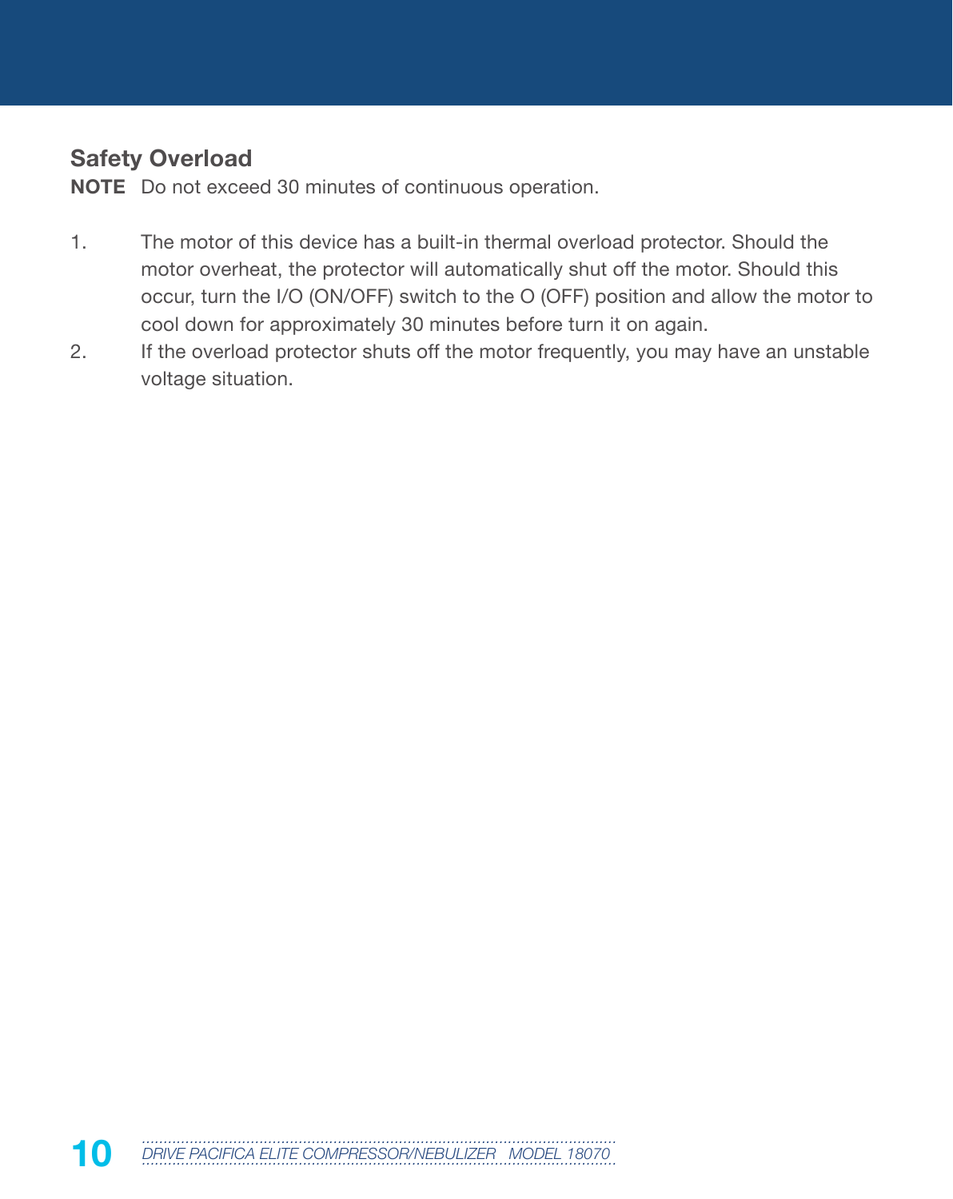## Safety Overload

**NOTE** Do not exceed 30 minutes of continuous operation.

1. The motor of this device has a built-in thermal overload protector. Should the motor overheat, the protector will automatically shut off the motor. Should this occur, turn the I/O (ON/OFF) switch to the O (OFF) position and allow the motor to cool down for approximately 30 minutes before turn it on again.
2. If the overload protector shuts off the motor frequently, you may have an unstable voltage situation.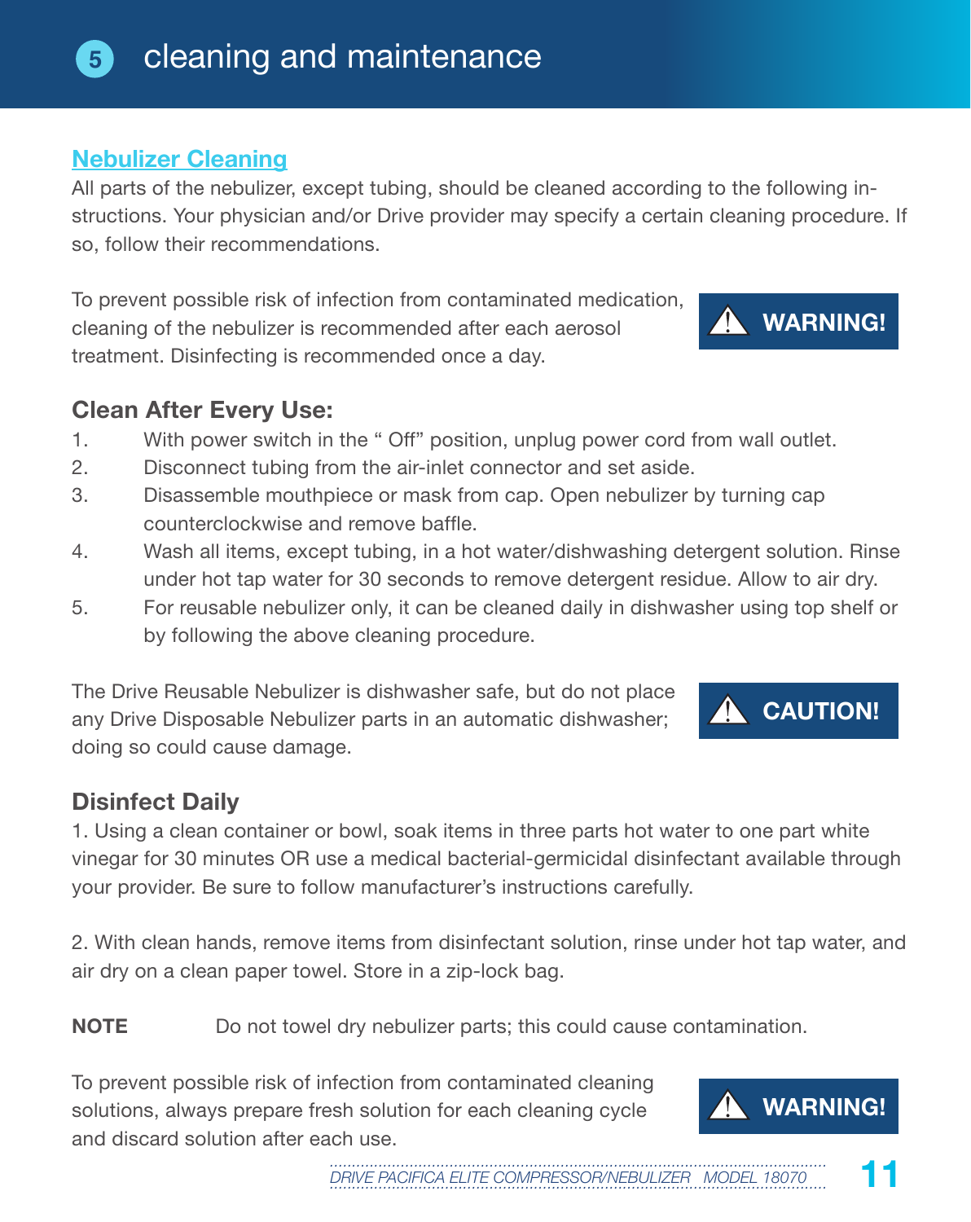# 5 cleaning and maintenance

## Nebulizer Cleaning

All parts of the nebulizer, except tubing, should be cleaned according to the following instructions. Your physician and/or Drive provider may specify a certain cleaning procedure. If so, follow their recommendations.

**⚠ WARNING!**

To prevent possible risk of infection from contaminated medication, cleaning of the nebulizer is recommended after each aerosol treatment. Disinfecting is recommended once a day.

### Clean After Every Use:

1. With power switch in the " Off" position, unplug power cord from wall outlet.
2. Disconnect tubing from the air-inlet connector and set aside.
3. Disassemble mouthpiece or mask from cap. Open nebulizer by turning cap counterclockwise and remove baffle.
4. Wash all items, except tubing, in a hot water/dishwashing detergent solution. Rinse under hot tap water for 30 seconds to remove detergent residue. Allow to air dry.
5. For reusable nebulizer only, it can be cleaned daily in dishwasher using top shelf or by following the above cleaning procedure.

**⚠ CAUTION!**

The Drive Reusable Nebulizer is dishwasher safe, but do not place any Drive Disposable Nebulizer parts in an automatic dishwasher; doing so could cause damage.

### Disinfect Daily

1. Using a clean container or bowl, soak items in three parts hot water to one part white vinegar for 30 minutes OR use a medical bacterial-germicidal disinfectant available through your provider. Be sure to follow manufacturer's instructions carefully.

2. With clean hands, remove items from disinfectant solution, rinse under hot tap water, and air dry on a clean paper towel. Store in a zip-lock bag.

**NOTE** Do not towel dry nebulizer parts; this could cause contamination.

**⚠ WARNING!**

To prevent possible risk of infection from contaminated cleaning solutions, always prepare fresh solution for each cleaning cycle and discard solution after each use.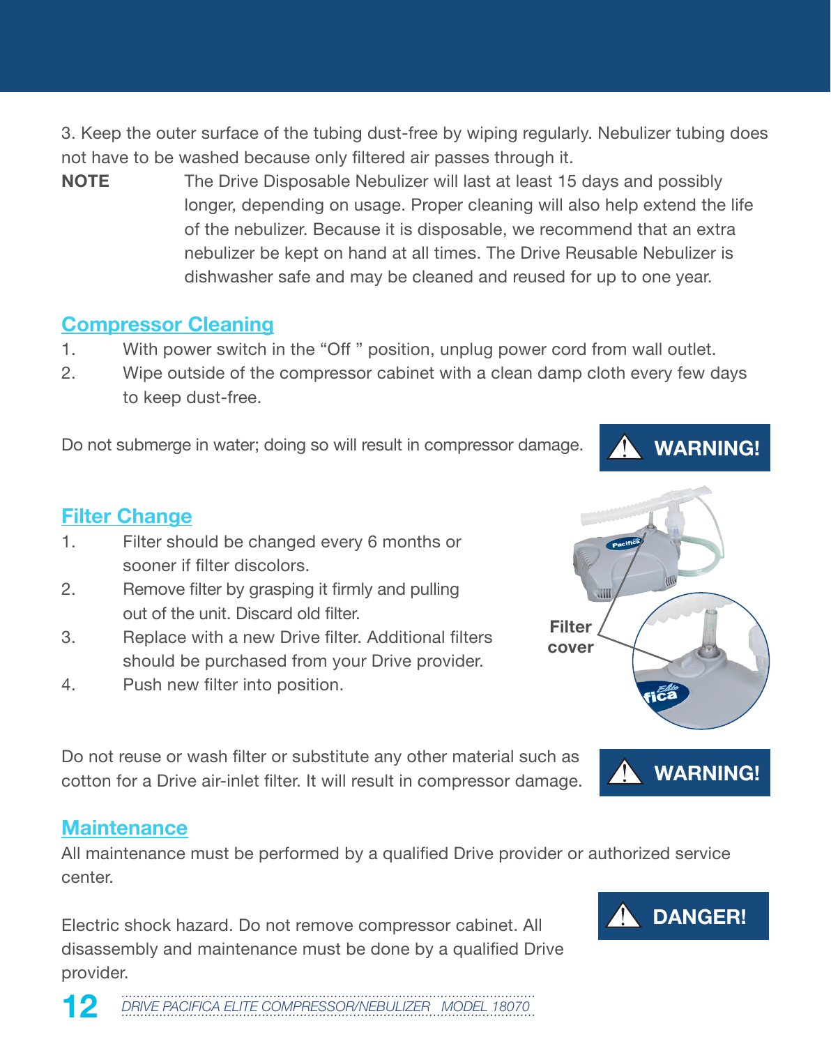3. Keep the outer surface of the tubing dust-free by wiping regularly. Nebulizer tubing does not have to be washed because only filtered air passes through it.

**NOTE** The Drive Disposable Nebulizer will last at least 15 days and possibly longer, depending on usage. Proper cleaning will also help extend the life of the nebulizer. Because it is disposable, we recommend that an extra nebulizer be kept on hand at all times. The Drive Reusable Nebulizer is dishwasher safe and may be cleaned and reused for up to one year.

## Compressor Cleaning

1. With power switch in the "Off " position, unplug power cord from wall outlet.
2. Wipe outside of the compressor cabinet with a clean damp cloth every few days to keep dust-free.

Do not submerge in water; doing so will result in compressor damage. **⚠ WARNING!**

## Filter Change

1. Filter should be changed every 6 months or sooner if filter discolors.
2. Remove filter by grasping it firmly and pulling out of the unit. Discard old filter.
3. Replace with a new Drive filter. Additional filters should be purchased from your Drive provider.
4. Push new filter into position.

Filter cover

Do not reuse or wash filter or substitute any other material such as cotton for a Drive air-inlet filter. It will result in compressor damage. **⚠ WARNING!**

## Maintenance

All maintenance must be performed by a qualified Drive provider or authorized service center.

Electric shock hazard. Do not remove compressor cabinet. All disassembly and maintenance must be done by a qualified Drive provider. **⚠ DANGER!**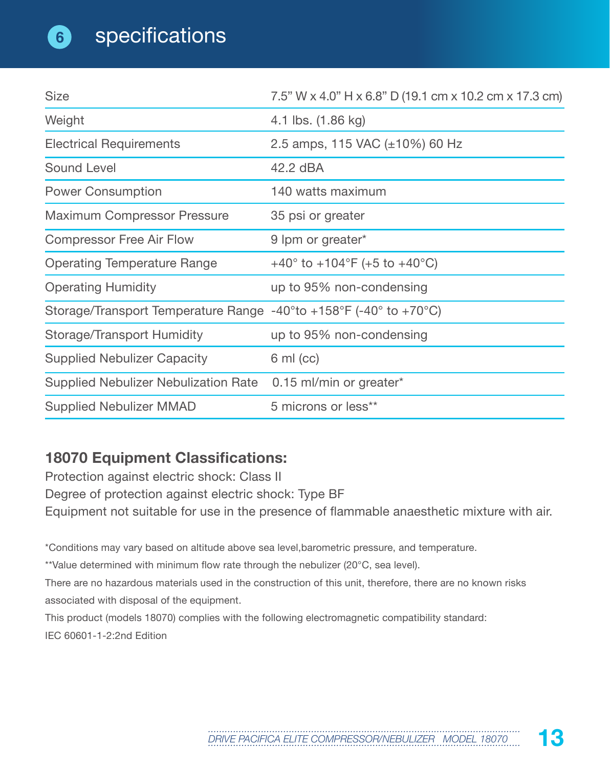# 6 specifications

| | |
|---|---|
| Size | 7.5” W x 4.0” H x 6.8” D (19.1 cm x 10.2 cm x 17.3 cm) |
| Weight | 4.1 lbs. (1.86 kg) |
| Electrical Requirements | 2.5 amps, 115 VAC (±10%) 60 Hz |
| Sound Level | 42.2 dBA |
| Power Consumption | 140 watts maximum |
| Maximum Compressor Pressure | 35 psi or greater |
| Compressor Free Air Flow | 9 lpm or greater* |
| Operating Temperature Range | +40° to +104°F (+5 to +40°C) |
| Operating Humidity | up to 95% non-condensing |
| Storage/Transport Temperature Range | -40°to +158°F (-40° to +70°C) |
| Storage/Transport Humidity | up to 95% non-condensing |
| Supplied Nebulizer Capacity | 6 ml (cc) |
| Supplied Nebulizer Nebulization Rate | 0.15 ml/min or greater* |
| Supplied Nebulizer MMAD | 5 microns or less** |

### 18070 Equipment Classifications:

Protection against electric shock: Class II

Degree of protection against electric shock: Type BF

Equipment not suitable for use in the presence of flammable anaesthetic mixture with air.

*Conditions may vary based on altitude above sea level,barometric pressure, and temperature.

**Value determined with minimum flow rate through the nebulizer (20°C, sea level).

There are no hazardous materials used in the construction of this unit, therefore, there are no known risks associated with disposal of the equipment.

This product (models 18070) complies with the following electromagnetic compatibility standard:

IEC 60601-1-2:2nd Edition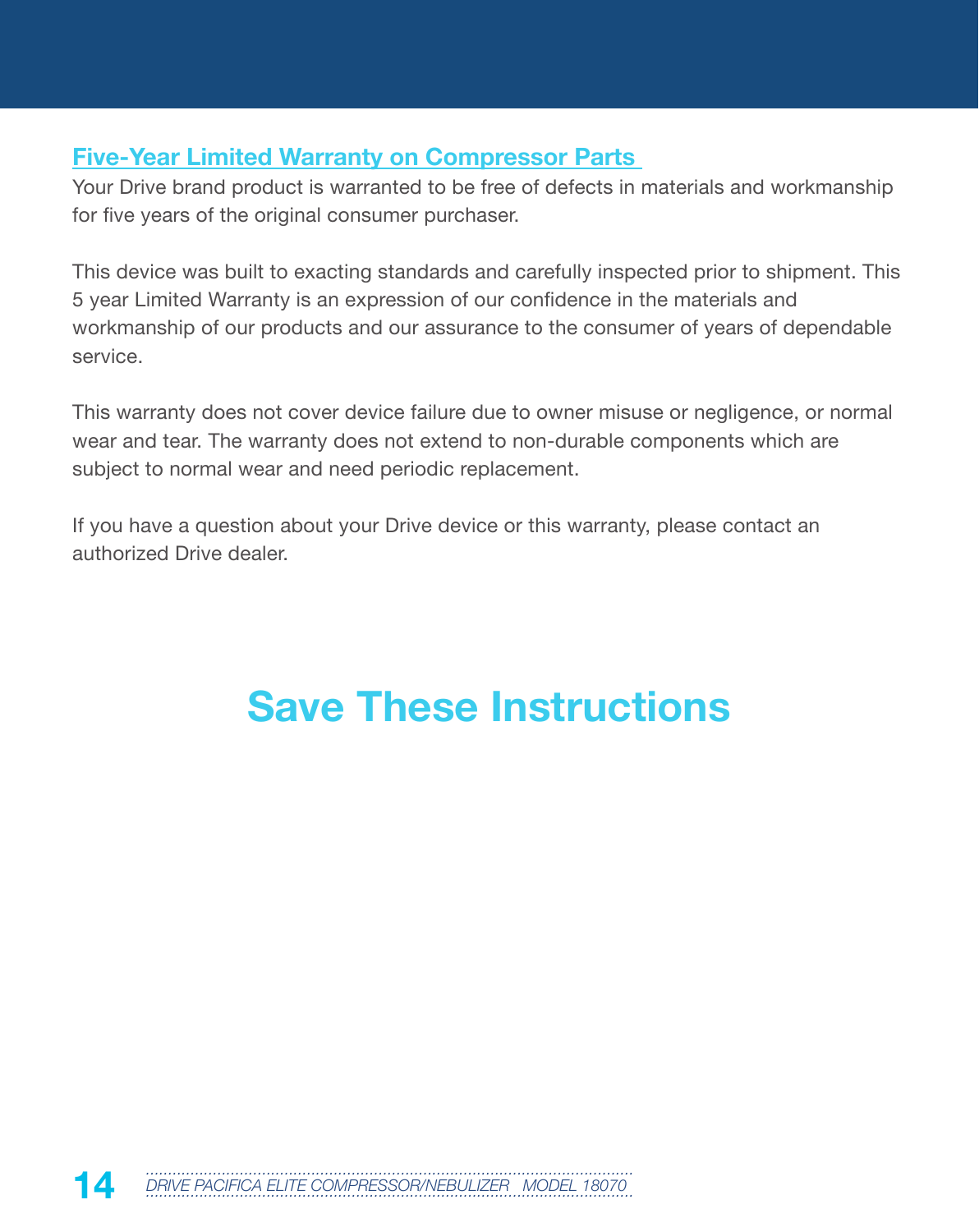## Five-Year Limited Warranty on Compressor Parts

Your Drive brand product is warranted to be free of defects in materials and workmanship for five years of the original consumer purchaser.

This device was built to exacting standards and carefully inspected prior to shipment. This 5 year Limited Warranty is an expression of our confidence in the materials and workmanship of our products and our assurance to the consumer of years of dependable service.

This warranty does not cover device failure due to owner misuse or negligence, or normal wear and tear. The warranty does not extend to non-durable components which are subject to normal wear and need periodic replacement.

If you have a question about your Drive device or this warranty, please contact an authorized Drive dealer.

# Save These Instructions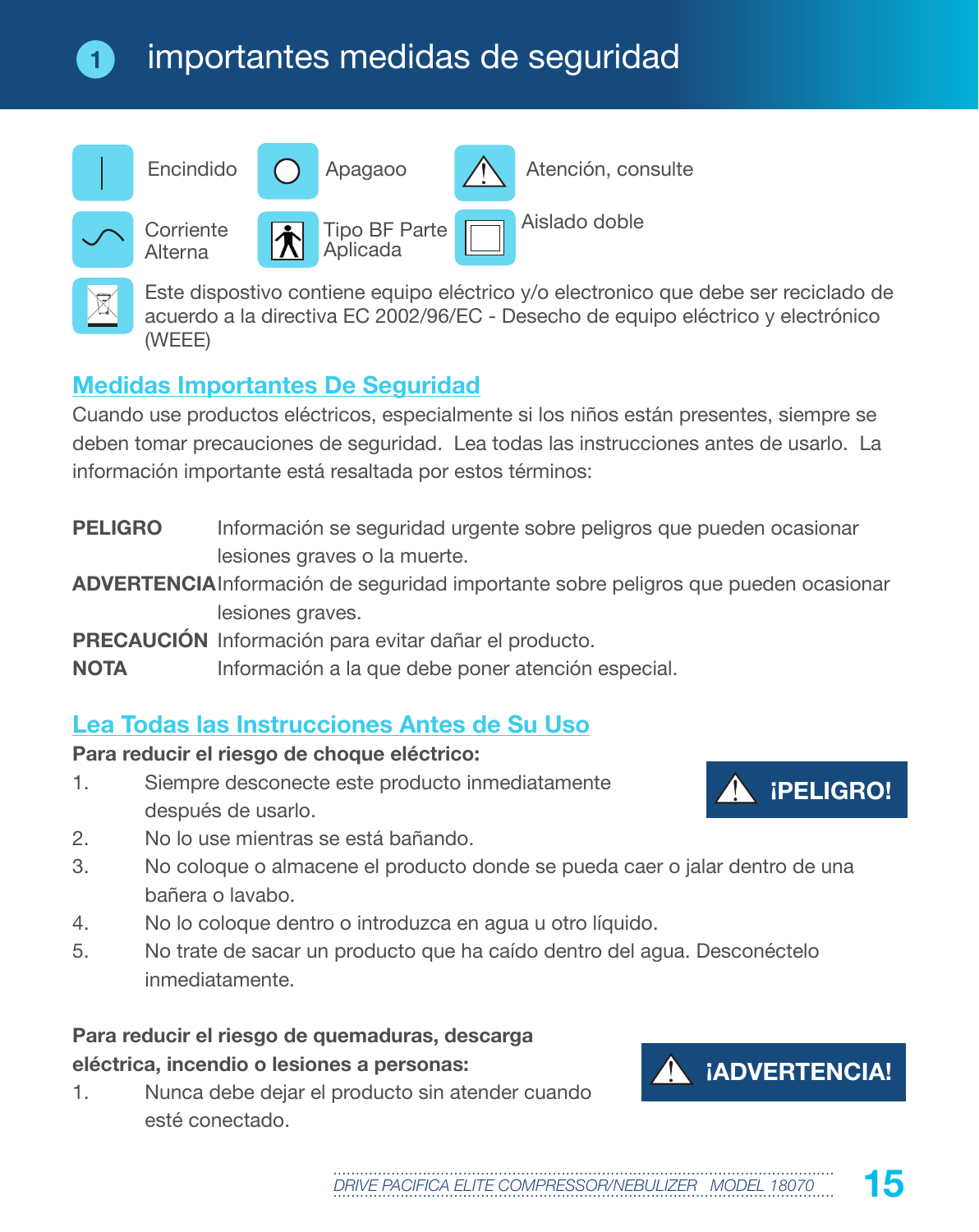# importantes medidas de seguridad

| | | |
|---|---|---|
| Encendido | Apagaoo | Atención, consulte |
| Corriente Alterna | Tipo BF Parte Aplicada | Aislado doble |

Este dispostivo contiene equipo eléctrico y/o electronico que debe ser reciclado de acuerdo a la directiva EC 2002/96/EC - Desecho de equipo eléctrico y electrónico (WEEE)

## Medidas Importantes De Seguridad

Cuando use productos eléctricos, especialmente si los niños están presentes, siempre se deben tomar precauciones de seguridad. Lea todas las instrucciones antes de usarlo. La información importante está resaltada por estos términos:

**PELIGRO** Información se seguridad urgente sobre peligros que pueden ocasionar lesiones graves o la muerte.

**ADVERTENCIA** Información de seguridad importante sobre peligros que pueden ocasionar lesiones graves.

**PRECAUCIÓN** Información para evitar dañar el producto.

**NOTA** Información a la que debe poner atención especial.

## Lea Todas las Instrucciones Antes de Su Uso

**¡PELIGRO!**

**Para reducir el riesgo de choque eléctrico:**

1. Siempre desconecte este producto inmediatamente después de usarlo.
2. No lo use mientras se está bañando.
3. No coloque o almacene el producto donde se pueda caer o jalar dentro de una bañera o lavabo.
4. No lo coloque dentro o introduzca en agua u otro líquido.
5. No trate de sacar un producto que ha caído dentro del agua. Desconéctelo inmediatamente.

**¡ADVERTENCIA!**

**Para reducir el riesgo de quemaduras, descarga eléctrica, incendio o lesiones a personas:**

1. Nunca debe dejar el producto sin atender cuando esté conectado.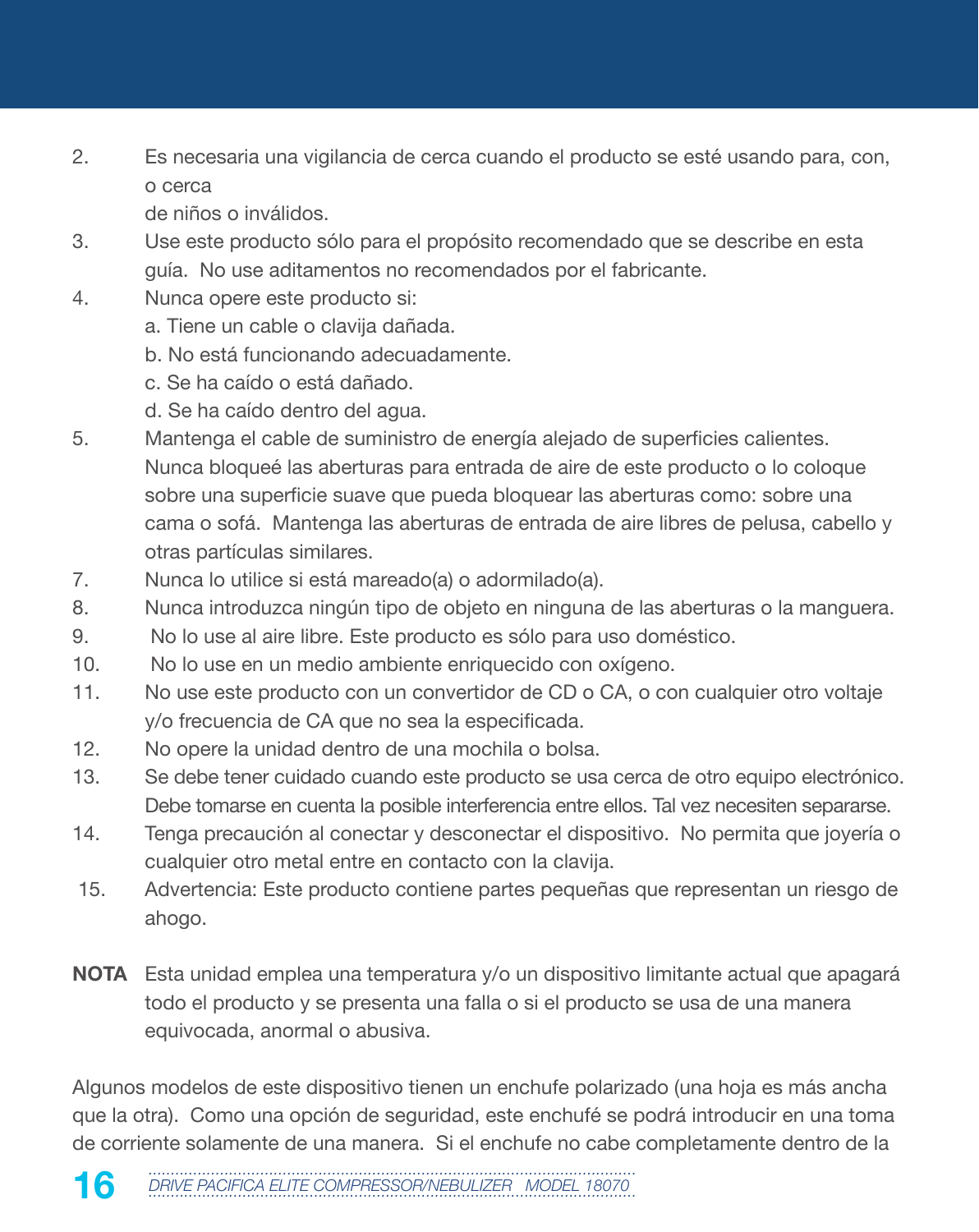2. Es necesaria una vigilancia de cerca cuando el producto se esté usando para, con, o cerca de niños o inválidos.
3. Use este producto sólo para el propósito recomendado que se describe en esta guía. No use aditamentos no recomendados por el fabricante.
4. Nunca opere este producto si:
   a. Tiene un cable o clavija dañada.
   b. No está funcionando adecuadamente.
   c. Se ha caído o está dañado.
   d. Se ha caído dentro del agua.
5. Mantenga el cable de suministro de energía alejado de superficies calientes. Nunca bloqueé las aberturas para entrada de aire de este producto o lo coloque sobre una superficie suave que pueda bloquear las aberturas como: sobre una cama o sofá. Mantenga las aberturas de entrada de aire libres de pelusa, cabello y otras partículas similares.
7. Nunca lo utilice si está mareado(a) o adormilado(a).
8. Nunca introduzca ningún tipo de objeto en ninguna de las aberturas o la manguera.
9. No lo use al aire libre. Este producto es sólo para uso doméstico.
10. No lo use en un medio ambiente enriquecido con oxígeno.
11. No use este producto con un convertidor de CD o CA, o con cualquier otro voltaje y/o frecuencia de CA que no sea la especificada.
12. No opere la unidad dentro de una mochila o bolsa.
13. Se debe tener cuidado cuando este producto se usa cerca de otro equipo electrónico. Debe tomarse en cuenta la posible interferencia entre ellos. Tal vez necesiten separarse.
14. Tenga precaución al conectar y desconectar el dispositivo. No permita que joyería o cualquier otro metal entre en contacto con la clavija.
15. Advertencia: Este producto contiene partes pequeñas que representan un riesgo de ahogo.

**NOTA** Esta unidad emplea una temperatura y/o un dispositivo limitante actual que apagará todo el producto y se presenta una falla o si el producto se usa de una manera equivocada, anormal o abusiva.

Algunos modelos de este dispositivo tienen un enchufe polarizado (una hoja es más ancha que la otra). Como una opción de seguridad, este enchufé se podrá introducir en una toma de corriente solamente de una manera. Si el enchufe no cabe completamente dentro de la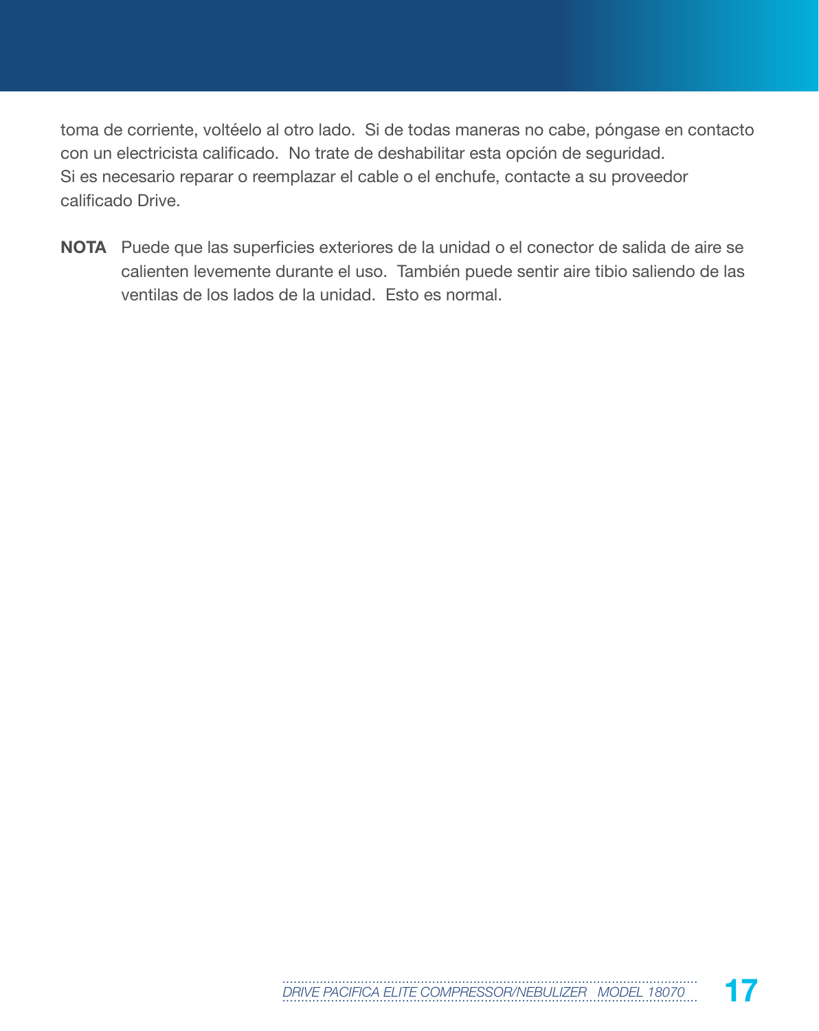toma de corriente, voltéelo al otro lado. Si de todas maneras no cabe, póngase en contacto con un electricista calificado. No trate de deshabilitar esta opción de seguridad.
Si es necesario reparar o reemplazar el cable o el enchufe, contacte a su proveedor calificado Drive.

**NOTA** Puede que las superficies exteriores de la unidad o el conector de salida de aire se calienten levemente durante el uso. También puede sentir aire tibio saliendo de las ventilas de los lados de la unidad. Esto es normal.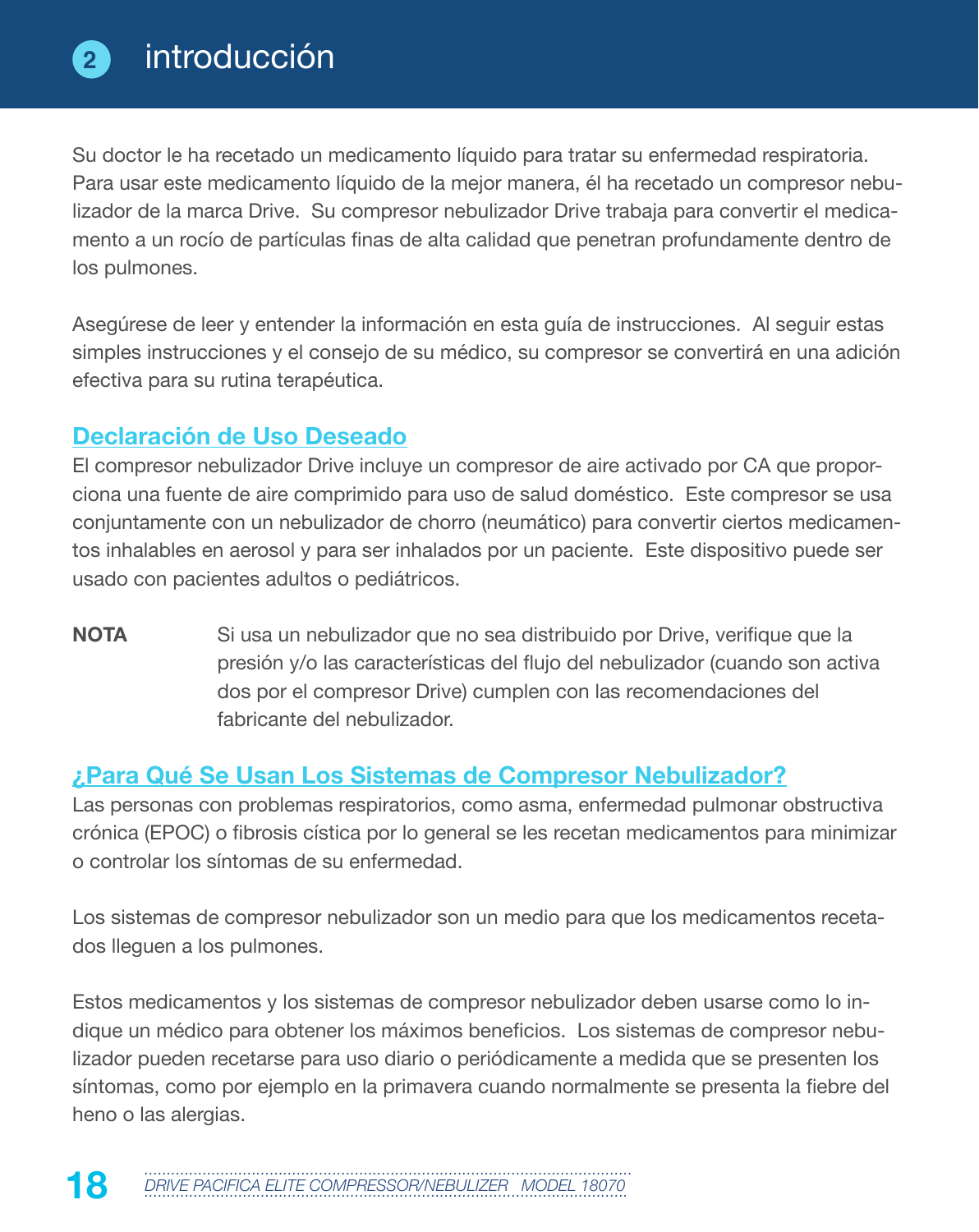# 2 introducción

Su doctor le ha recetado un medicamento líquido para tratar su enfermedad respiratoria. Para usar este medicamento líquido de la mejor manera, él ha recetado un compresor nebulizador de la marca Drive. Su compresor nebulizador Drive trabaja para convertir el medicamento a un rocío de partículas finas de alta calidad que penetran profundamente dentro de los pulmones.

Asegúrese de leer y entender la información en esta guía de instrucciones. Al seguir estas simples instrucciones y el consejo de su médico, su compresor se convertirá en una adición efectiva para su rutina terapéutica.

## Declaración de Uso Deseado

El compresor nebulizador Drive incluye un compresor de aire activado por CA que proporciona una fuente de aire comprimido para uso de salud doméstico. Este compresor se usa conjuntamente con un nebulizador de chorro (neumático) para convertir ciertos medicamentos inhalables en aerosol y para ser inhalados por un paciente. Este dispositivo puede ser usado con pacientes adultos o pediátricos.

**NOTA** Si usa un nebulizador que no sea distribuido por Drive, verifique que la presión y/o las características del flujo del nebulizador (cuando son activa dos por el compresor Drive) cumplen con las recomendaciones del fabricante del nebulizador.

## ¿Para Qué Se Usan Los Sistemas de Compresor Nebulizador?

Las personas con problemas respiratorios, como asma, enfermedad pulmonar obstructiva crónica (EPOC) o fibrosis cística por lo general se les recetan medicamentos para minimizar o controlar los síntomas de su enfermedad.

Los sistemas de compresor nebulizador son un medio para que los medicamentos recetados lleguen a los pulmones.

Estos medicamentos y los sistemas de compresor nebulizador deben usarse como lo indique un médico para obtener los máximos beneficios. Los sistemas de compresor nebulizador pueden recetarse para uso diario o periódicamente a medida que se presenten los síntomas, como por ejemplo en la primavera cuando normalmente se presenta la fiebre del heno o las alergias.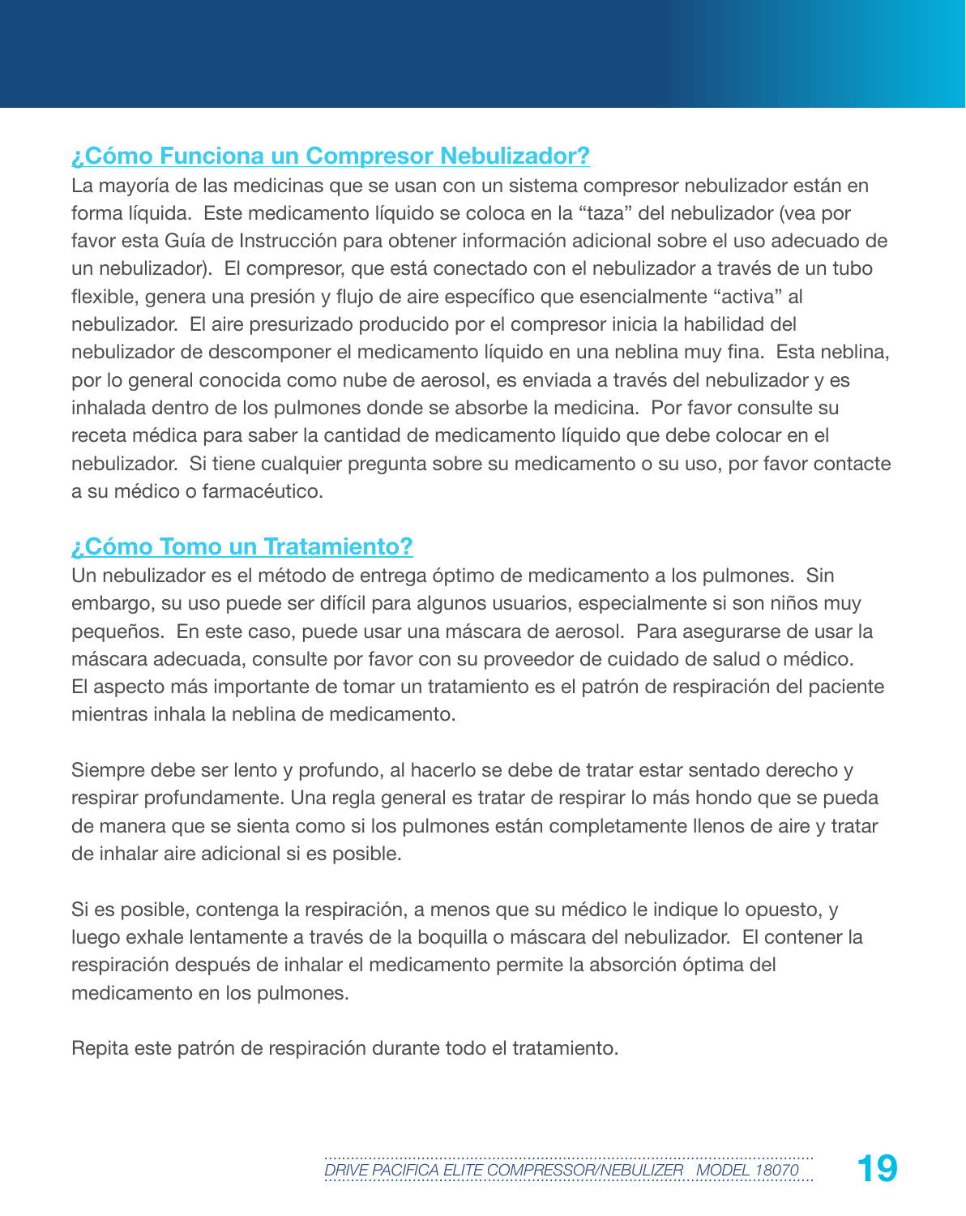## ¿Cómo Funciona un Compresor Nebulizador?

La mayoría de las medicinas que se usan con un sistema compresor nebulizador están en forma líquida. Este medicamento líquido se coloca en la "taza" del nebulizador (vea por favor esta Guía de Instrucción para obtener información adicional sobre el uso adecuado de un nebulizador). El compresor, que está conectado con el nebulizador a través de un tubo flexible, genera una presión y flujo de aire específico que esencialmente "activa" al nebulizador. El aire presurizado producido por el compresor inicia la habilidad del nebulizador de descomponer el medicamento líquido en una neblina muy fina. Esta neblina, por lo general conocida como nube de aerosol, es enviada a través del nebulizador y es inhalada dentro de los pulmones donde se absorbe la medicina. Por favor consulte su receta médica para saber la cantidad de medicamento líquido que debe colocar en el nebulizador. Si tiene cualquier pregunta sobre su medicamento o su uso, por favor contacte a su médico o farmacéutico.

## ¿Cómo Tomo un Tratamiento?

Un nebulizador es el método de entrega óptimo de medicamento a los pulmones. Sin embargo, su uso puede ser difícil para algunos usuarios, especialmente si son niños muy pequeños. En este caso, puede usar una máscara de aerosol. Para asegurarse de usar la máscara adecuada, consulte por favor con su proveedor de cuidado de salud o médico. El aspecto más importante de tomar un tratamiento es el patrón de respiración del paciente mientras inhala la neblina de medicamento.

Siempre debe ser lento y profundo, al hacerlo se debe de tratar estar sentado derecho y respirar profundamente. Una regla general es tratar de respirar lo más hondo que se pueda de manera que se sienta como si los pulmones están completamente llenos de aire y tratar de inhalar aire adicional si es posible.

Si es posible, contenga la respiración, a menos que su médico le indique lo opuesto, y luego exhale lentamente a través de la boquilla o máscara del nebulizador. El contener la respiración después de inhalar el medicamento permite la absorción óptima del medicamento en los pulmones.

Repita este patrón de respiración durante todo el tratamiento.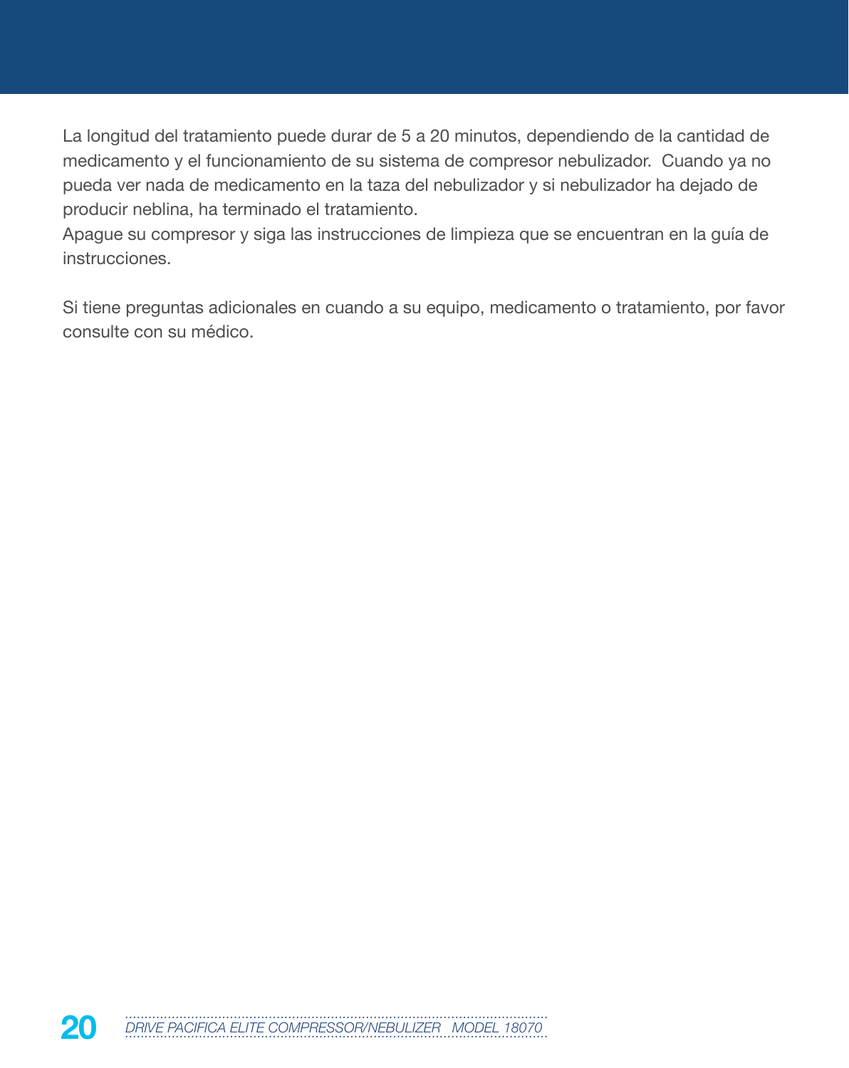La longitud del tratamiento puede durar de 5 a 20 minutos, dependiendo de la cantidad de medicamento y el funcionamiento de su sistema de compresor nebulizador. Cuando ya no pueda ver nada de medicamento en la taza del nebulizador y si nebulizador ha dejado de producir neblina, ha terminado el tratamiento.
Apague su compresor y siga las instrucciones de limpieza que se encuentran en la guía de instrucciones.

Si tiene preguntas adicionales en cuando a su equipo, medicamento o tratamiento, por favor consulte con su médico.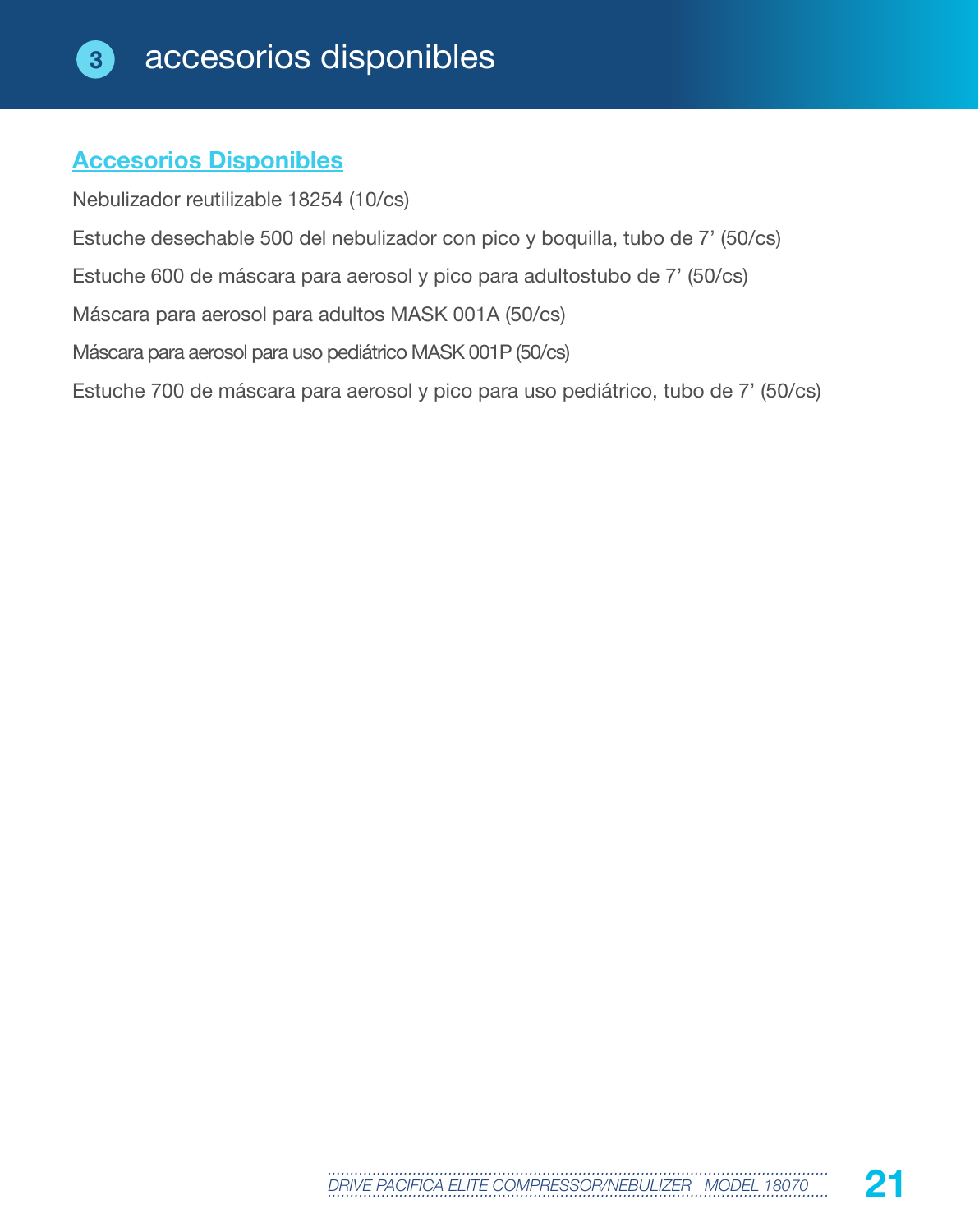# 3 accesorios disponibles

## Accesorios Disponibles

Nebulizador reutilizable 18254 (10/cs)

Estuche desechable 500 del nebulizador con pico y boquilla, tubo de 7' (50/cs)

Estuche 600 de máscara para aerosol y pico para adultostubo de 7' (50/cs)

Máscara para aerosol para adultos MASK 001A (50/cs)

Máscara para aerosol para uso pediátrico MASK 001P (50/cs)

Estuche 700 de máscara para aerosol y pico para uso pediátrico, tubo de 7' (50/cs)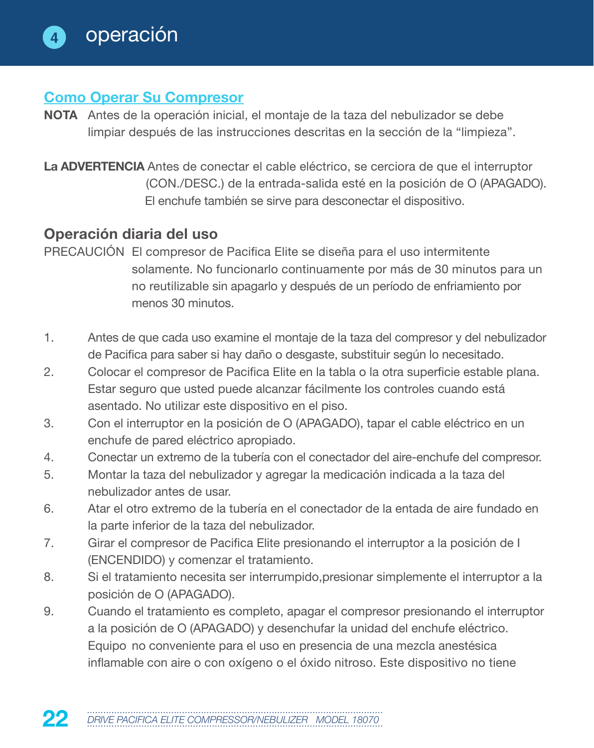# 4 operación

## Como Operar Su Compresor

**NOTA** Antes de la operación inicial, el montaje de la taza del nebulizador se debe limpiar después de las instrucciones descritas en la sección de la “limpieza”.

**La ADVERTENCIA** Antes de conectar el cable eléctrico, se cerciora de que el interruptor (CON./DESC.) de la entrada-salida esté en la posición de O (APAGADO). El enchufe también se sirve para desconectar el dispositivo.

### Operación diaria del uso

PRECAUCIÓN El compresor de Pacifica Elite se diseña para el uso intermitente solamente. No funcionarlo continuamente por más de 30 minutos para un no reutilizable sin apagarlo y después de un período de enfriamiento por menos 30 minutos.

1. Antes de que cada uso examine el montaje de la taza del compresor y del nebulizador de Pacifica para saber si hay daño o desgaste, substituir según lo necesitado.
2. Colocar el compresor de Pacifica Elite en la tabla o la otra superficie estable plana. Estar seguro que usted puede alcanzar fácilmente los controles cuando está asentado. No utilizar este dispositivo en el piso.
3. Con el interruptor en la posición de O (APAGADO), tapar el cable eléctrico en un enchufe de pared eléctrico apropiado.
4. Conectar un extremo de la tubería con el conectador del aire-enchufe del compresor.
5. Montar la taza del nebulizador y agregar la medicación indicada a la taza del nebulizador antes de usar.
6. Atar el otro extremo de la tubería en el conectador de la entada de aire fundado en la parte inferior de la taza del nebulizador.
7. Girar el compresor de Pacifica Elite presionando el interruptor a la posición de I (ENCENDIDO) y comenzar el tratamiento.
8. Si el tratamiento necesita ser interrumpido,presionar simplemente el interruptor a la posición de O (APAGADO).
9. Cuando el tratamiento es completo, apagar el compresor presionando el interruptor a la posición de O (APAGADO) y desenchufar la unidad del enchufe eléctrico. Equipo no conveniente para el uso en presencia de una mezcla anestésica inflamable con aire o con oxígeno o el óxido nitroso. Este dispositivo no tiene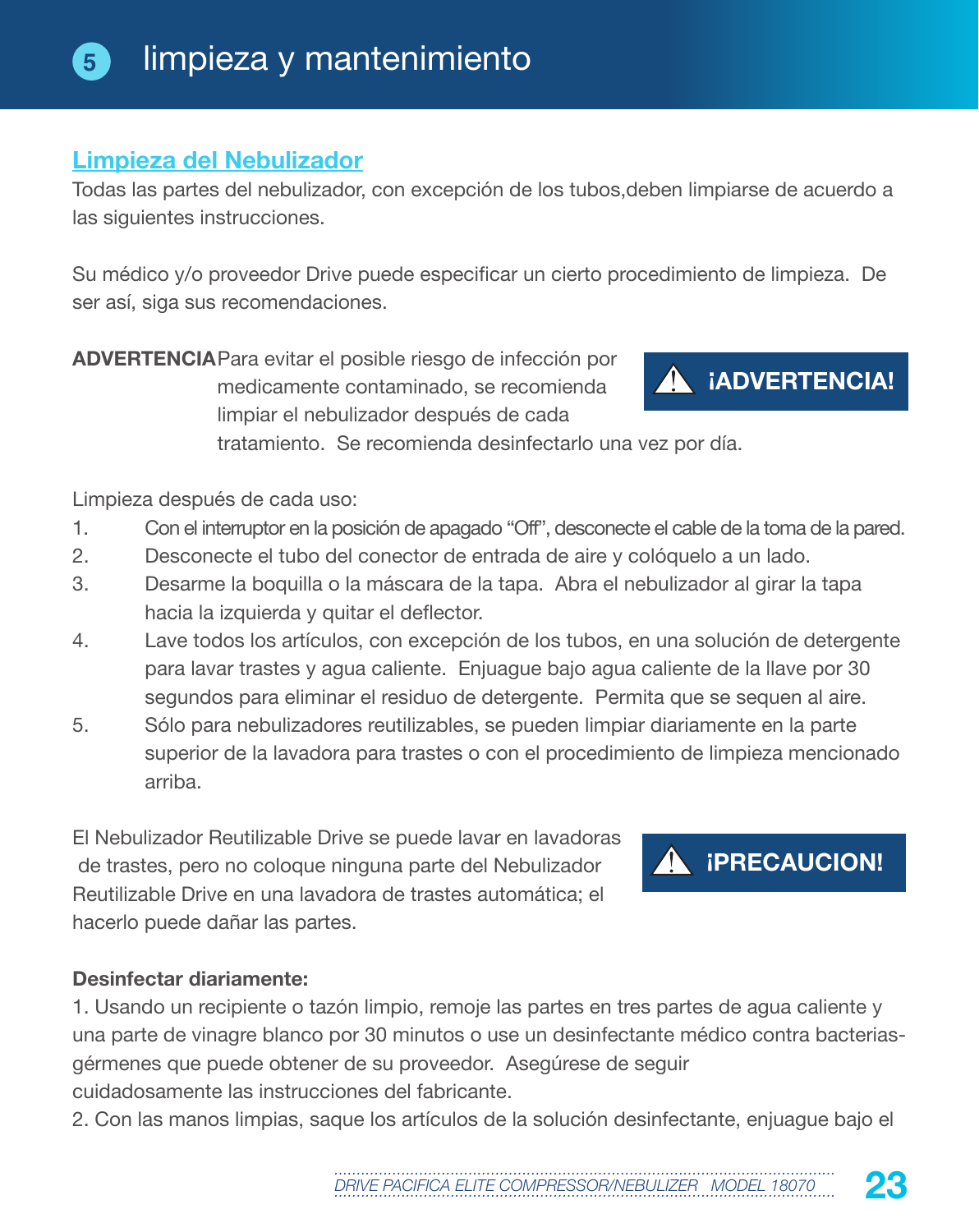# 5 limpieza y mantenimiento

## Limpieza del Nebulizador

Todas las partes del nebulizador, con excepción de los tubos,deben limpiarse de acuerdo a las siguientes instrucciones.

Su médico y/o proveedor Drive puede especificar un cierto procedimiento de limpieza. De ser así, siga sus recomendaciones.

**¡ADVERTENCIA!**

**ADVERTENCIA** Para evitar el posible riesgo de infección por medicamente contaminado, se recomienda limpiar el nebulizador después de cada tratamiento. Se recomienda desinfectarlo una vez por día.

Limpieza después de cada uso:

1. Con el interruptor en la posición de apagado "Off", desconecte el cable de la toma de la pared.
2. Desconecte el tubo del conector de entrada de aire y colóquelo a un lado.
3. Desarme la boquilla o la máscara de la tapa. Abra el nebulizador al girar la tapa hacia la izquierda y quitar el deflector.
4. Lave todos los artículos, con excepción de los tubos, en una solución de detergente para lavar trastes y agua caliente. Enjuague bajo agua caliente de la llave por 30 segundos para eliminar el residuo de detergente. Permita que se sequen al aire.
5. Sólo para nebulizadores reutilizables, se pueden limpiar diariamente en la parte superior de la lavadora para trastes o con el procedimiento de limpieza mencionado arriba.

**¡PRECAUCION!**

El Nebulizador Reutilizable Drive se puede lavar en lavadoras de trastes, pero no coloque ninguna parte del Nebulizador Reutilizable Drive en una lavadora de trastes automática; el hacerlo puede dañar las partes.

**Desinfectar diariamente:**

1. Usando un recipiente o tazón limpio, remoje las partes en tres partes de agua caliente y una parte de vinagre blanco por 30 minutos o use un desinfectante médico contra bacterias-gérmenes que puede obtener de su proveedor. Asegúrese de seguir cuidadosamente las instrucciones del fabricante.
2. Con las manos limpias, saque los artículos de la solución desinfectante, enjuague bajo el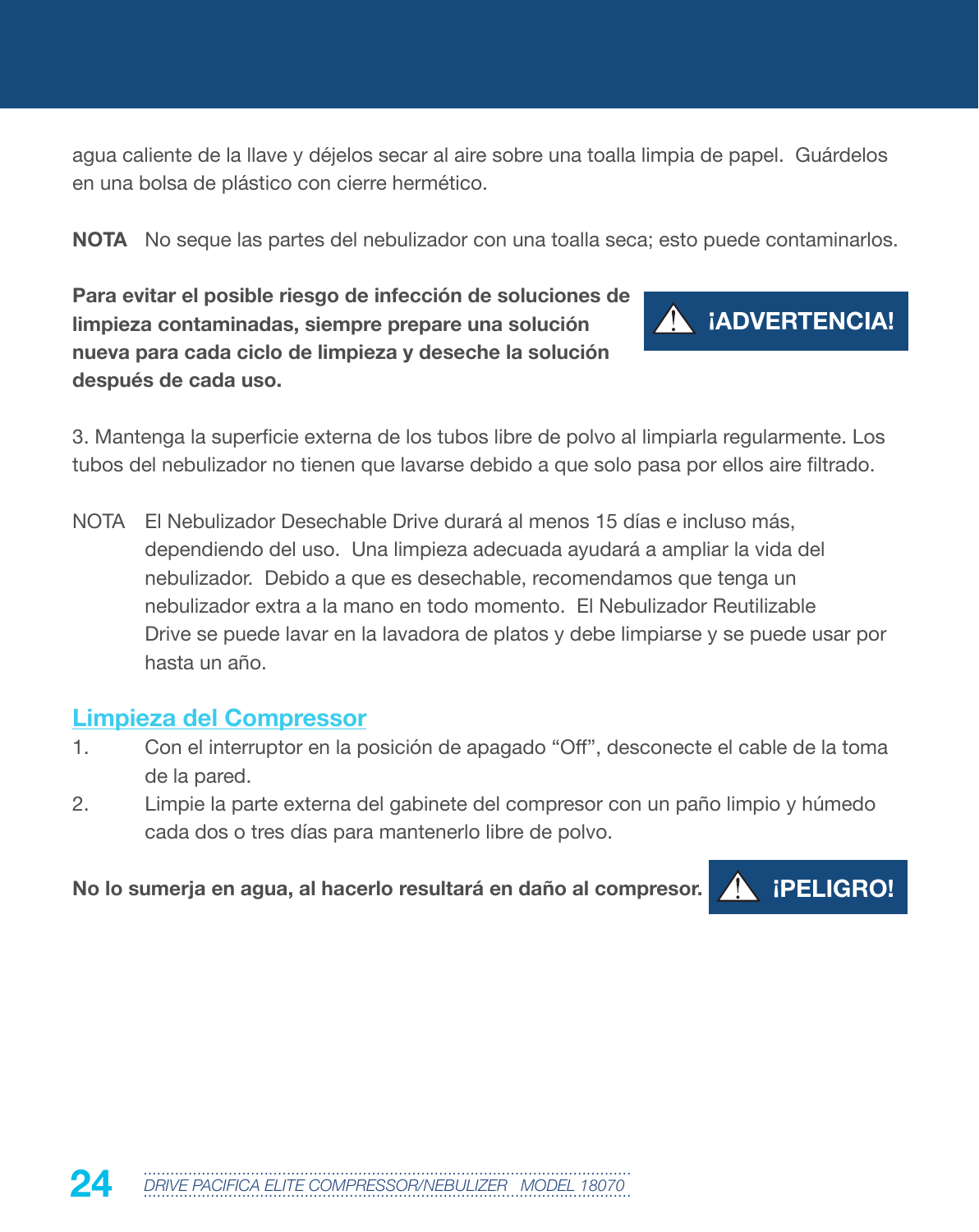agua caliente de la llave y déjelos secar al aire sobre una toalla limpia de papel. Guárdelos en una bolsa de plástico con cierre hermético.

**NOTA** No seque las partes del nebulizador con una toalla seca; esto puede contaminarlos.

**¡ADVERTENCIA!**

**Para evitar el posible riesgo de infección de soluciones de limpieza contaminadas, siempre prepare una solución nueva para cada ciclo de limpieza y deseche la solución después de cada uso.**

3. Mantenga la superficie externa de los tubos libre de polvo al limpiarla regularmente. Los tubos del nebulizador no tienen que lavarse debido a que solo pasa por ellos aire filtrado.

NOTA El Nebulizador Desechable Drive durará al menos 15 días e incluso más, dependiendo del uso. Una limpieza adecuada ayudará a ampliar la vida del nebulizador. Debido a que es desechable, recomendamos que tenga un nebulizador extra a la mano en todo momento. El Nebulizador Reutilizable Drive se puede lavar en la lavadora de platos y debe limpiarse y se puede usar por hasta un año.

## Limpieza del Compressor

1. Con el interruptor en la posición de apagado "Off", desconecte el cable de la toma de la pared.
2. Limpie la parte externa del gabinete del compresor con un paño limpio y húmedo cada dos o tres días para mantenerlo libre de polvo.

**¡PELIGRO!**

**No lo sumerja en agua, al hacerlo resultará en daño al compresor.**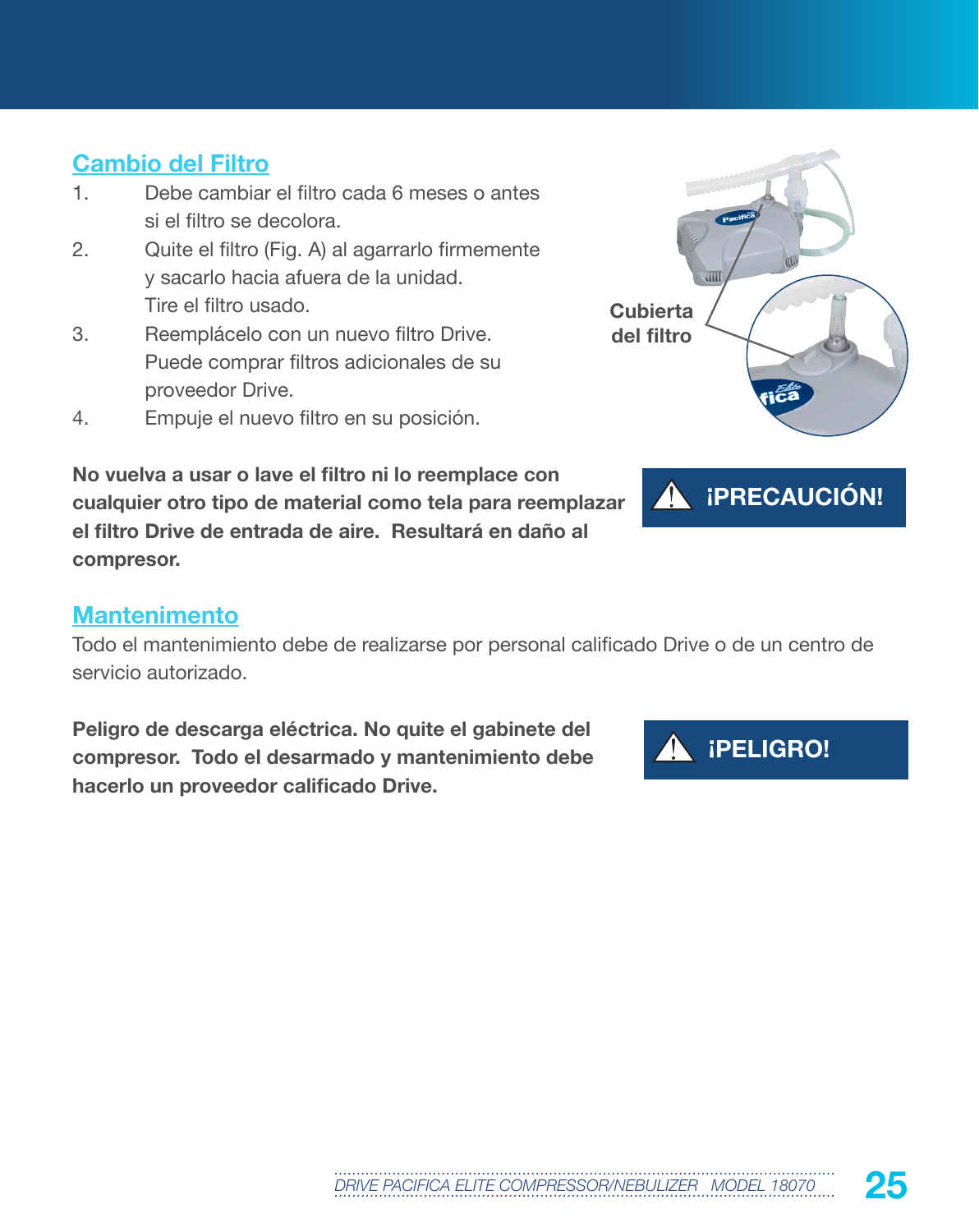## Cambio del Filtro

1. Debe cambiar el filtro cada 6 meses o antes si el filtro se decolora.
2. Quite el filtro (Fig. A) al agarrarlo firmemente y sacarlo hacia afuera de la unidad. Tire el filtro usado.
3. Reemplácelo con un nuevo filtro Drive. Puede comprar filtros adicionales de su proveedor Drive.
4. Empuje el nuevo filtro en su posición.

Cubierta del filtro

**¡PRECAUCIÓN!**

**No vuelva a usar o lave el filtro ni lo reemplace con cualquier otro tipo de material como tela para reemplazar el filtro Drive de entrada de aire. Resultará en daño al compresor.**

## Mantenimento

Todo el mantenimiento debe de realizarse por personal calificado Drive o de un centro de servicio autorizado.

**¡PELIGRO!**

**Peligro de descarga eléctrica. No quite el gabinete del compresor. Todo el desarmado y mantenimiento debe hacerlo un proveedor calificado Drive.**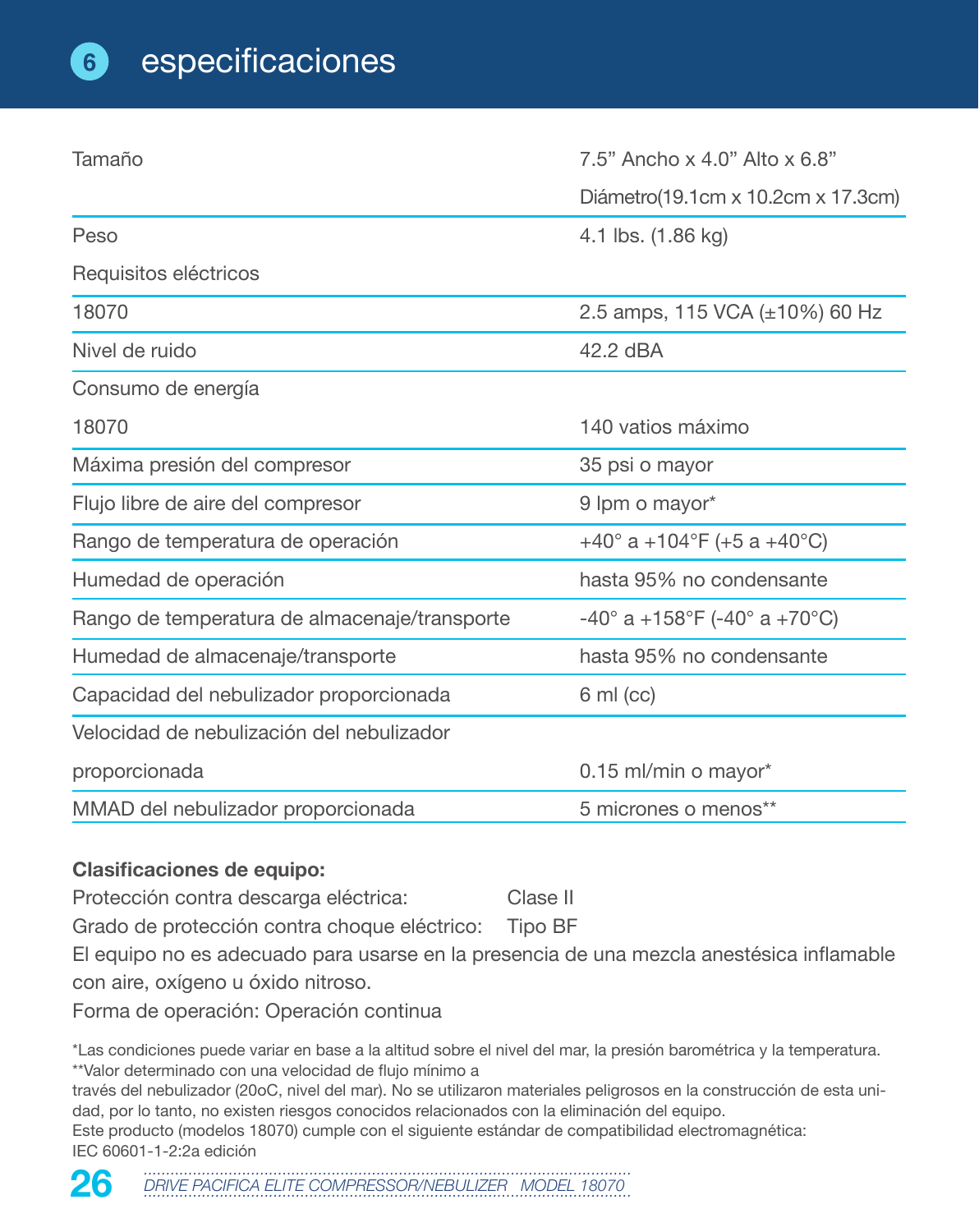# 6 especificaciones

| | |
|---|---|
| Tamaño | 7.5" Ancho x 4.0" Alto x 6.8" Diámetro(19.1cm x 10.2cm x 17.3cm) |
| Peso | 4.1 lbs. (1.86 kg) |
| Requisitos eléctricos | |
| 18070 | 2.5 amps, 115 VCA (±10%) 60 Hz |
| Nivel de ruido | 42.2 dBA |
| Consumo de energía | |
| 18070 | 140 vatios máximo |
| Máxima presión del compresor | 35 psi o mayor |
| Flujo libre de aire del compresor | 9 lpm o mayor* |
| Rango de temperatura de operación | +40° a +104°F (+5 a +40°C) |
| Humedad de operación | hasta 95% no condensante |
| Rango de temperatura de almacenaje/transporte | -40° a +158°F (-40° a +70°C) |
| Humedad de almacenaje/transporte | hasta 95% no condensante |
| Capacidad del nebulizador proporcionada | 6 ml (cc) |
| Velocidad de nebulización del nebulizador proporcionada | 0.15 ml/min o mayor* |
| MMAD del nebulizador proporcionada | 5 micrones o menos** |

**Clasificaciones de equipo:**

Protección contra descarga eléctrica: Clase II

Grado de protección contra choque eléctrico: Tipo BF

El equipo no es adecuado para usarse en la presencia de una mezcla anestésica inflamable con aire, oxígeno u óxido nitroso.

Forma de operación: Operación continua

*Las condiciones puede variar en base a la altitud sobre el nivel del mar, la presión barométrica y la temperatura.
**Valor determinado con una velocidad de flujo mínimo a
través del nebulizador (20oC, nivel del mar). No se utilizaron materiales peligrosos en la construcción de esta unidad, por lo tanto, no existen riesgos conocidos relacionados con la eliminación del equipo.
Este producto (modelos 18070) cumple con el siguiente estándar de compatibilidad electromagnética:
IEC 60601-1-2:2a edición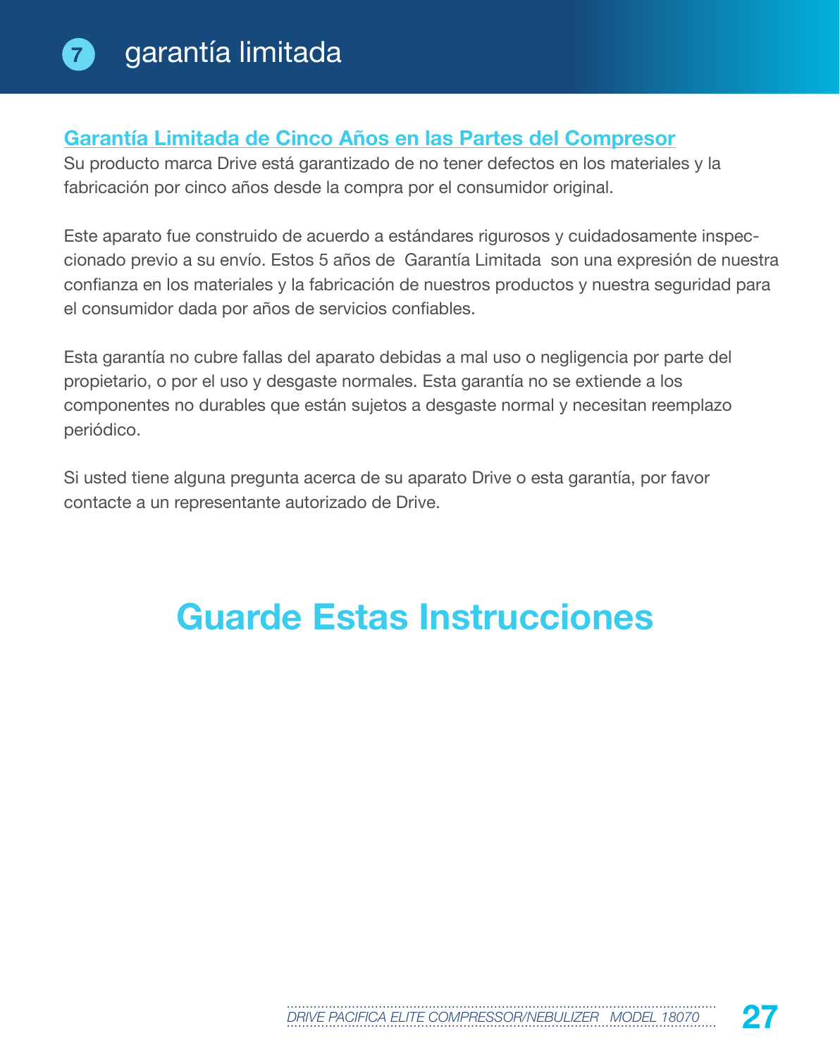# 7 garantía limitada

## Garantía Limitada de Cinco Años en las Partes del Compresor

Su producto marca Drive está garantizado de no tener defectos en los materiales y la fabricación por cinco años desde la compra por el consumidor original.

Este aparato fue construido de acuerdo a estándares rigurosos y cuidadosamente inspeccionado previo a su envío. Estos 5 años de Garantía Limitada son una expresión de nuestra confianza en los materiales y la fabricación de nuestros productos y nuestra seguridad para el consumidor dada por años de servicios confiables.

Esta garantía no cubre fallas del aparato debidas a mal uso o negligencia por parte del propietario, o por el uso y desgaste normales. Esta garantía no se extiende a los componentes no durables que están sujetos a desgaste normal y necesitan reemplazo periódico.

Si usted tiene alguna pregunta acerca de su aparato Drive o esta garantía, por favor contacte a un representante autorizado de Drive.

# Guarde Estas Instrucciones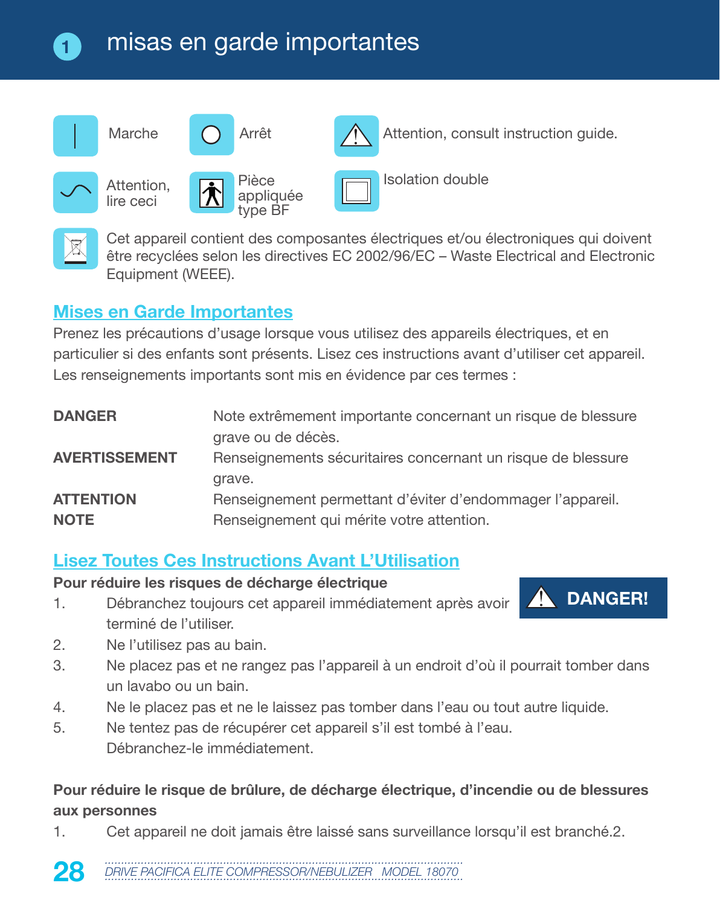# misas en garde importantes

| Symbole | Description | Symbole | Description | Symbole | Description |
|---|---|---|---|---|---|
| \| | Marche | ○ | Arrêt | ⚠ | Attention, consult instruction guide. |
| ∿ | Attention, lire ceci | | Pièce appliquée type BF | | Isolation double |

Cet appareil contient des composantes électriques et/ou électroniques qui doivent être recyclées selon les directives EC 2002/96/EC – Waste Electrical and Electronic Equipment (WEEE).

## Mises en Garde Importantes

Prenez les précautions d'usage lorsque vous utilisez des appareils électriques, et en particulier si des enfants sont présents. Lisez ces instructions avant d'utiliser cet appareil. Les renseignements importants sont mis en évidence par ces termes :

| | |
|---|---|
| **DANGER** | Note extrêmement importante concernant un risque de blessure grave ou de décès. |
| **AVERTISSEMENT** | Renseignements sécuritaires concernant un risque de blessure grave. |
| **ATTENTION** | Renseignement permettant d'éviter d'endommager l'appareil. |
| **NOTE** | Renseignement qui mérite votre attention. |

## Lisez Toutes Ces Instructions Avant L'Utilisation

**⚠ DANGER!**

**Pour réduire les risques de décharge électrique**

1. Débranchez toujours cet appareil immédiatement après avoir terminé de l'utiliser.
2. Ne l'utilisez pas au bain.
3. Ne placez pas et ne rangez pas l'appareil à un endroit d'où il pourrait tomber dans un lavabo ou un bain.
4. Ne le placez pas et ne le laissez pas tomber dans l'eau ou tout autre liquide.
5. Ne tentez pas de récupérer cet appareil s'il est tombé à l'eau. Débranchez-le immédiatement.

**Pour réduire le risque de brûlure, de décharge électrique, d'incendie ou de blessures aux personnes**

1. Cet appareil ne doit jamais être laissé sans surveillance lorsqu'il est branché.2.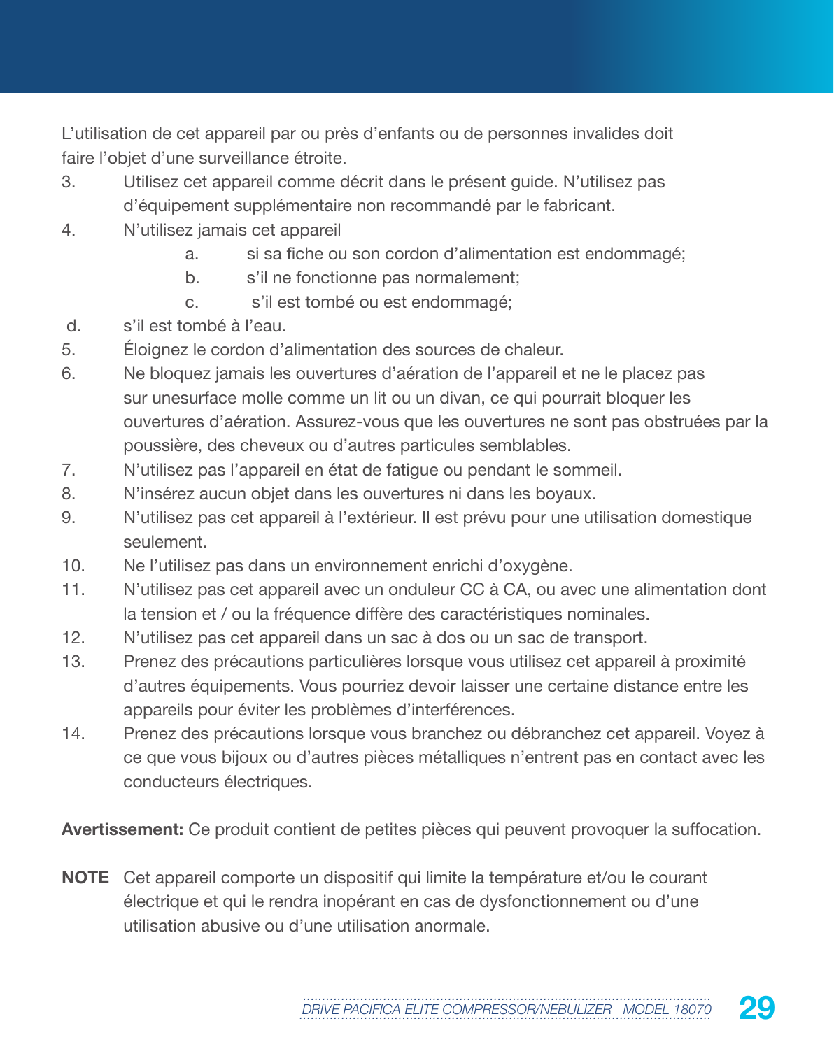L’utilisation de cet appareil par ou près d’enfants ou de personnes invalides doit faire l’objet d’une surveillance étroite.

3. Utilisez cet appareil comme décrit dans le présent guide. N’utilisez pas d’équipement supplémentaire non recommandé par le fabricant.
4. N’utilisez jamais cet appareil
   - a. si sa fiche ou son cordon d’alimentation est endommagé;
   - b. s’il ne fonctionne pas normalement;
   - c. s’il est tombé ou est endommagé;
   - d. s’il est tombé à l’eau.
5. Éloignez le cordon d’alimentation des sources de chaleur.
6. Ne bloquez jamais les ouvertures d’aération de l’appareil et ne le placez pas sur unesurface molle comme un lit ou un divan, ce qui pourrait bloquer les ouvertures d’aération. Assurez-vous que les ouvertures ne sont pas obstruées par la poussière, des cheveux ou d’autres particules semblables.
7. N’utilisez pas l’appareil en état de fatigue ou pendant le sommeil.
8. N’insérez aucun objet dans les ouvertures ni dans les boyaux.
9. N’utilisez pas cet appareil à l’extérieur. Il est prévu pour une utilisation domestique seulement.
10. Ne l’utilisez pas dans un environnement enrichi d’oxygène.
11. N’utilisez pas cet appareil avec un onduleur CC à CA, ou avec une alimentation dont la tension et / ou la fréquence diffère des caractéristiques nominales.
12. N’utilisez pas cet appareil dans un sac à dos ou un sac de transport.
13. Prenez des précautions particulières lorsque vous utilisez cet appareil à proximité d’autres équipements. Vous pourriez devoir laisser une certaine distance entre les appareils pour éviter les problèmes d’interférences.
14. Prenez des précautions lorsque vous branchez ou débranchez cet appareil. Voyez à ce que vous bijoux ou d’autres pièces métalliques n’entrent pas en contact avec les conducteurs électriques.

**Avertissement:** Ce produit contient de petites pièces qui peuvent provoquer la suffocation.

**NOTE** Cet appareil comporte un dispositif qui limite la température et/ou le courant électrique et qui le rendra inopérant en cas de dysfonctionnement ou d’une utilisation abusive ou d’une utilisation anormale.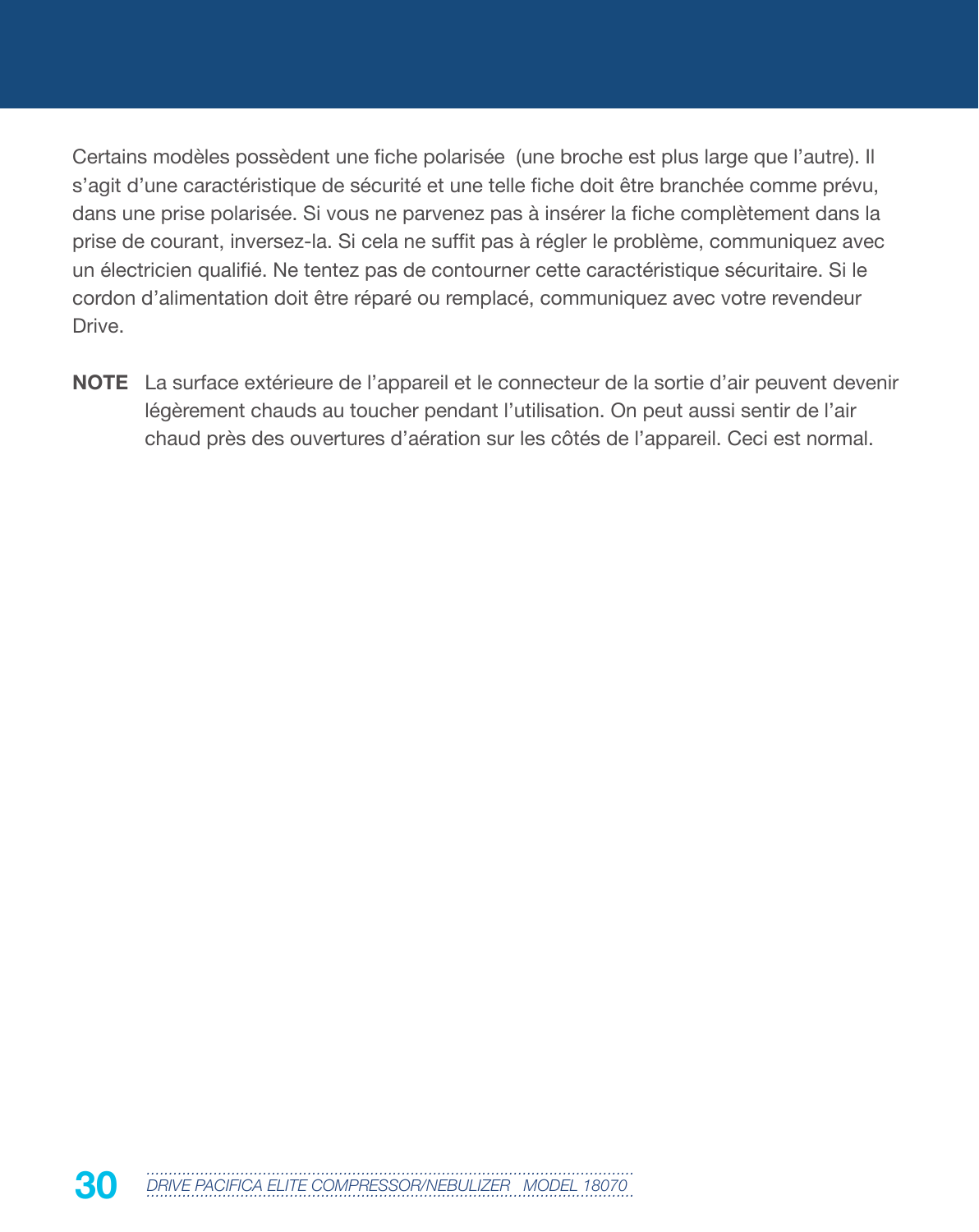Certains modèles possèdent une fiche polarisée (une broche est plus large que l'autre). Il s'agit d'une caractéristique de sécurité et une telle fiche doit être branchée comme prévu, dans une prise polarisée. Si vous ne parvenez pas à insérer la fiche complètement dans la prise de courant, inversez-la. Si cela ne suffit pas à régler le problème, communiquez avec un électricien qualifié. Ne tentez pas de contourner cette caractéristique sécuritaire. Si le cordon d'alimentation doit être réparé ou remplacé, communiquez avec votre revendeur Drive.

**NOTE** La surface extérieure de l'appareil et le connecteur de la sortie d'air peuvent devenir légèrement chauds au toucher pendant l'utilisation. On peut aussi sentir de l'air chaud près des ouvertures d'aération sur les côtés de l'appareil. Ceci est normal.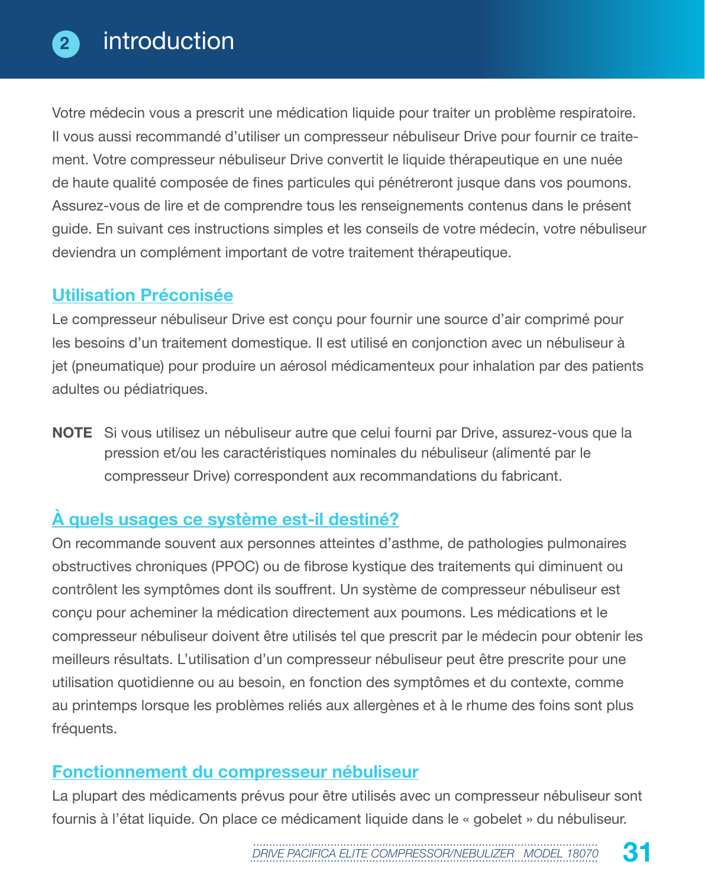## 2 introduction

Votre médecin vous a prescrit une médication liquide pour traiter un problème respiratoire. Il vous aussi recommandé d'utiliser un compresseur nébuliseur Drive pour fournir ce traitement. Votre compresseur nébuliseur Drive convertit le liquide thérapeutique en une nuée de haute qualité composée de fines particules qui pénétreront jusque dans vos poumons. Assurez-vous de lire et de comprendre tous les renseignements contenus dans le présent guide. En suivant ces instructions simples et les conseils de votre médecin, votre nébuliseur deviendra un complément important de votre traitement thérapeutique.

### Utilisation Préconisée

Le compresseur nébuliseur Drive est conçu pour fournir une source d'air comprimé pour les besoins d'un traitement domestique. Il est utilisé en conjonction avec un nébuliseur à jet (pneumatique) pour produire un aérosol médicamenteux pour inhalation par des patients adultes ou pédiatriques.

**NOTE** Si vous utilisez un nébuliseur autre que celui fourni par Drive, assurez-vous que la pression et/ou les caractéristiques nominales du nébuliseur (alimenté par le compresseur Drive) correspondent aux recommandations du fabricant.

### À quels usages ce système est-il destiné?

On recommande souvent aux personnes atteintes d'asthme, de pathologies pulmonaires obstructives chroniques (PPOC) ou de fibrose kystique des traitements qui diminuent ou contrôlent les symptômes dont ils souffrent. Un système de compresseur nébuliseur est conçu pour acheminer la médication directement aux poumons. Les médications et le compresseur nébuliseur doivent être utilisés tel que prescrit par le médecin pour obtenir les meilleurs résultats. L'utilisation d'un compresseur nébuliseur peut être prescrite pour une utilisation quotidienne ou au besoin, en fonction des symptômes et du contexte, comme au printemps lorsque les problèmes reliés aux allergènes et à le rhume des foins sont plus fréquents.

### Fonctionnement du compresseur nébuliseur

La plupart des médicaments prévus pour être utilisés avec un compresseur nébuliseur sont fournis à l'état liquide. On place ce médicament liquide dans le « gobelet » du nébuliseur.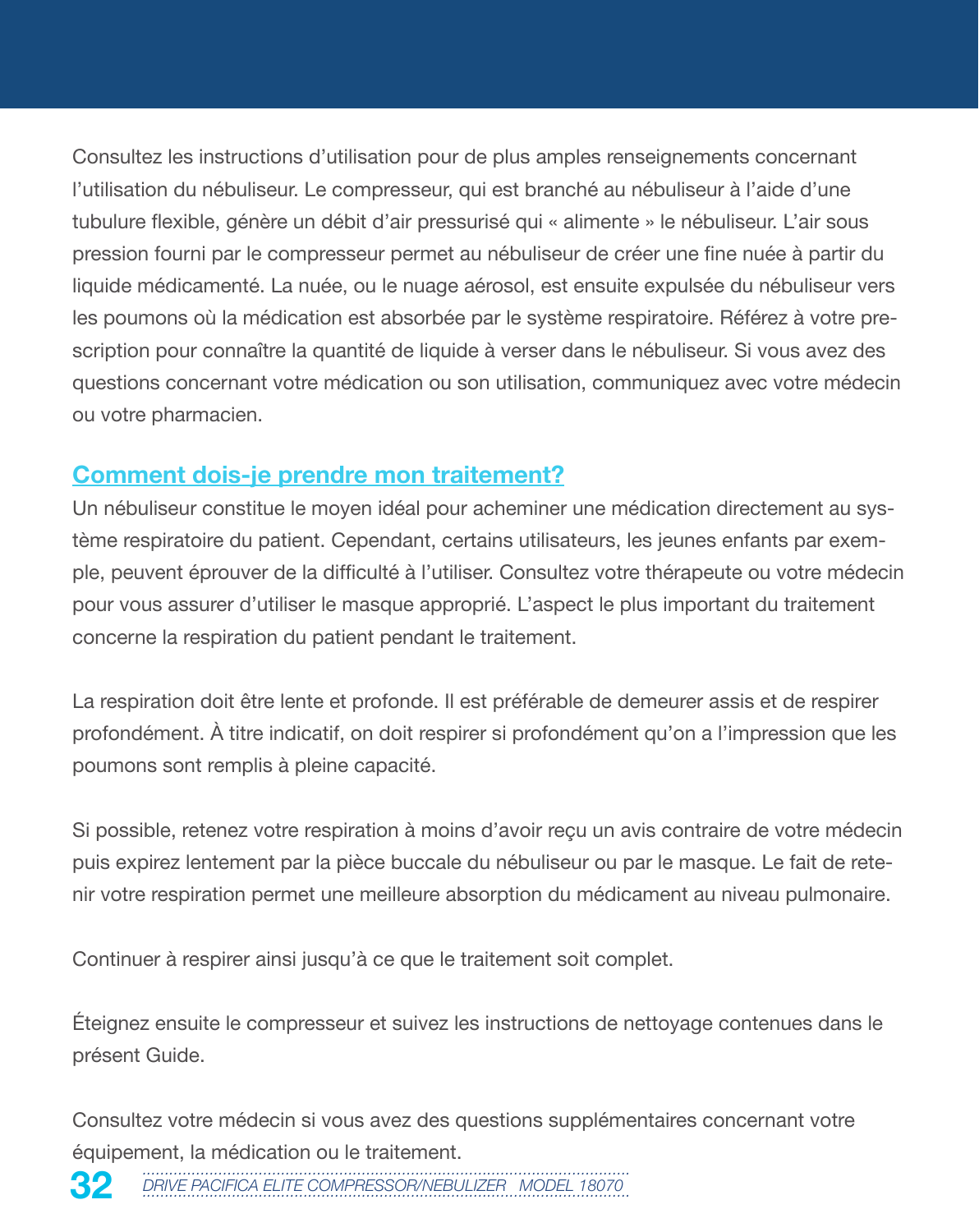Consultez les instructions d'utilisation pour de plus amples renseignements concernant l'utilisation du nébuliseur. Le compresseur, qui est branché au nébuliseur à l'aide d'une tubulure flexible, génère un débit d'air pressurisé qui « alimente » le nébuliseur. L'air sous pression fourni par le compresseur permet au nébuliseur de créer une fine nuée à partir du liquide médicamenté. La nuée, ou le nuage aérosol, est ensuite expulsée du nébuliseur vers les poumons où la médication est absorbée par le système respiratoire. Référez à votre prescription pour connaître la quantité de liquide à verser dans le nébuliseur. Si vous avez des questions concernant votre médication ou son utilisation, communiquez avec votre médecin ou votre pharmacien.

## Comment dois-je prendre mon traitement?

Un nébuliseur constitue le moyen idéal pour acheminer une médication directement au système respiratoire du patient. Cependant, certains utilisateurs, les jeunes enfants par exemple, peuvent éprouver de la difficulté à l'utiliser. Consultez votre thérapeute ou votre médecin pour vous assurer d'utiliser le masque approprié. L'aspect le plus important du traitement concerne la respiration du patient pendant le traitement.

La respiration doit être lente et profonde. Il est préférable de demeurer assis et de respirer profondément. À titre indicatif, on doit respirer si profondément qu'on a l'impression que les poumons sont remplis à pleine capacité.

Si possible, retenez votre respiration à moins d'avoir reçu un avis contraire de votre médecin puis expirez lentement par la pièce buccale du nébuliseur ou par le masque. Le fait de retenir votre respiration permet une meilleure absorption du médicament au niveau pulmonaire.

Continuer à respirer ainsi jusqu'à ce que le traitement soit complet.

Éteignez ensuite le compresseur et suivez les instructions de nettoyage contenues dans le présent Guide.

Consultez votre médecin si vous avez des questions supplémentaires concernant votre équipement, la médication ou le traitement.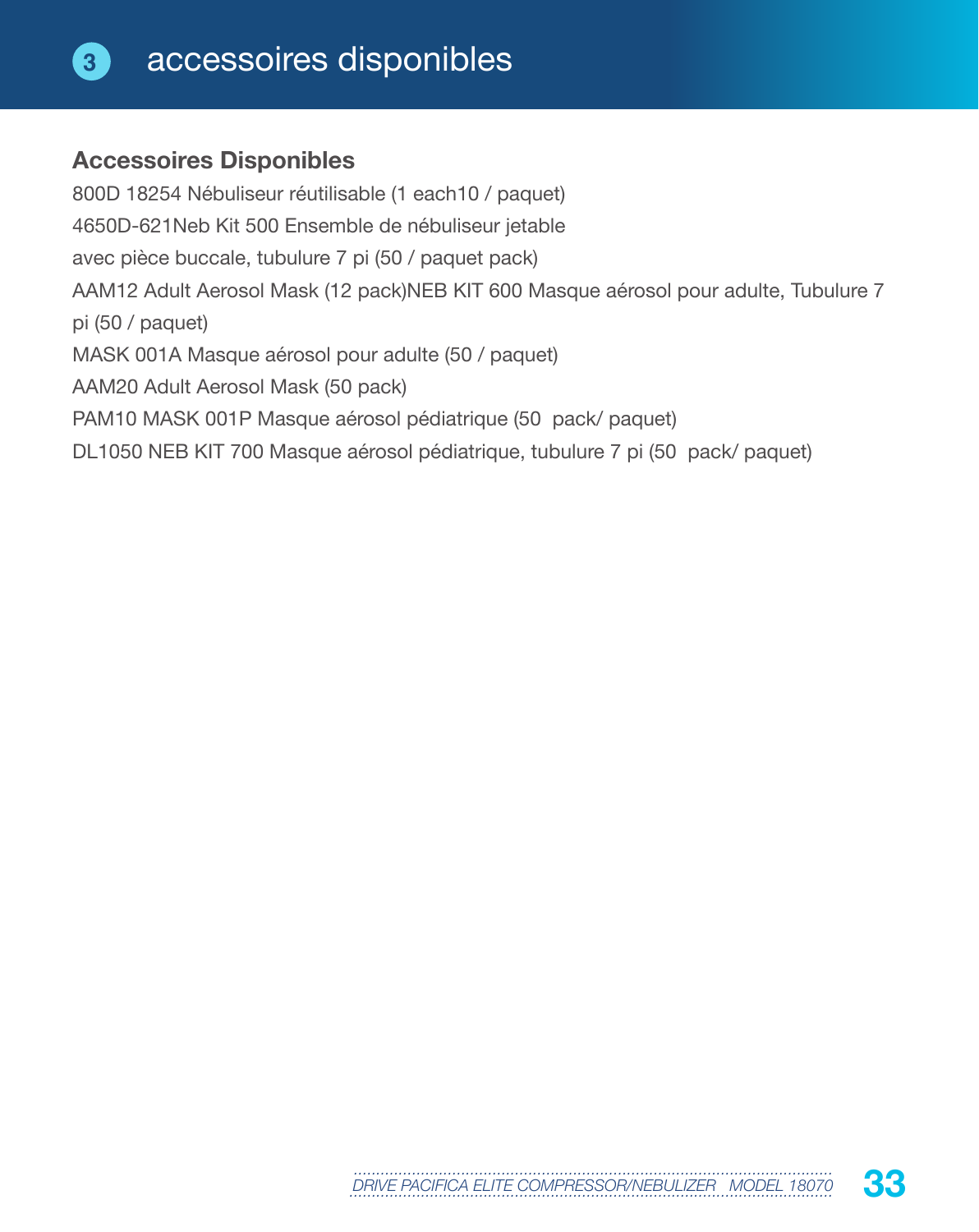# accessoires disponibles

## Accessoires Disponibles

800D 18254 Nébuliseur réutilisable (1 each10 / paquet)

4650D-621Neb Kit 500 Ensemble de nébuliseur jetable
avec pièce buccale, tubulure 7 pi (50 / paquet pack)

AAM12 Adult Aerosol Mask (12 pack)NEB KIT 600 Masque aérosol pour adulte, Tubulure 7 pi (50 / paquet)

MASK 001A Masque aérosol pour adulte (50 / paquet)

AAM20 Adult Aerosol Mask (50 pack)

PAM10 MASK 001P Masque aérosol pédiatrique (50  pack/ paquet)

DL1050 NEB KIT 700 Masque aérosol pédiatrique, tubulure 7 pi (50  pack/ paquet)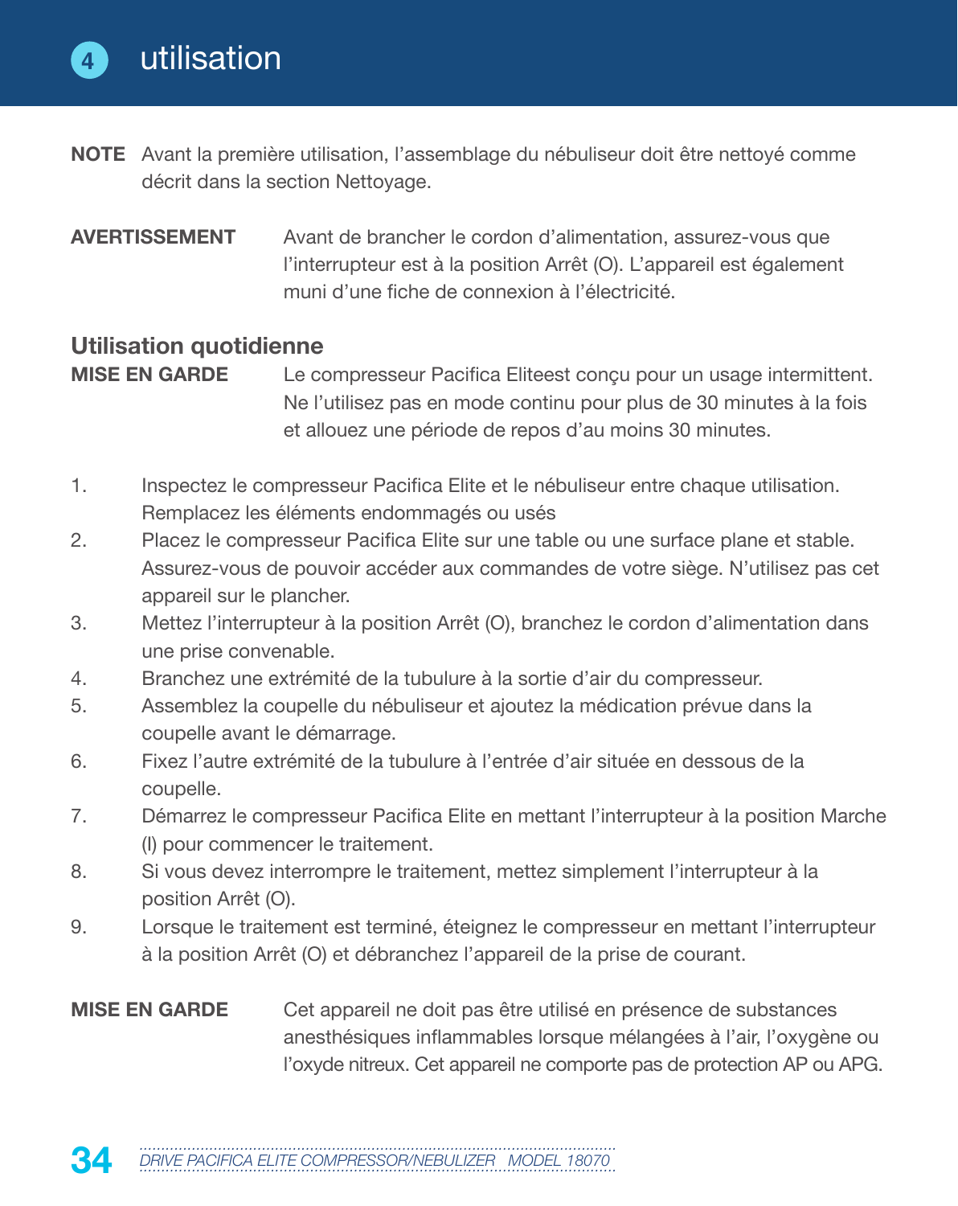# 4 utilisation

**NOTE** Avant la première utilisation, l'assemblage du nébuliseur doit être nettoyé comme décrit dans la section Nettoyage.

**AVERTISSEMENT** Avant de brancher le cordon d'alimentation, assurez-vous que l'interrupteur est à la position Arrêt (O). L'appareil est également muni d'une fiche de connexion à l'électricité.

## Utilisation quotidienne

**MISE EN GARDE** Le compresseur Pacifica Eliteest conçu pour un usage intermittent. Ne l'utilisez pas en mode continu pour plus de 30 minutes à la fois et allouez une période de repos d'au moins 30 minutes.

1. Inspectez le compresseur Pacifica Elite et le nébuliseur entre chaque utilisation. Remplacez les éléments endommagés ou usés
2. Placez le compresseur Pacifica Elite sur une table ou une surface plane et stable. Assurez-vous de pouvoir accéder aux commandes de votre siège. N'utilisez pas cet appareil sur le plancher.
3. Mettez l'interrupteur à la position Arrêt (O), branchez le cordon d'alimentation dans une prise convenable.
4. Branchez une extrémité de la tubulure à la sortie d'air du compresseur.
5. Assemblez la coupelle du nébuliseur et ajoutez la médication prévue dans la coupelle avant le démarrage.
6. Fixez l'autre extrémité de la tubulure à l'entrée d'air située en dessous de la coupelle.
7. Démarrez le compresseur Pacifica Elite en mettant l'interrupteur à la position Marche (I) pour commencer le traitement.
8. Si vous devez interrompre le traitement, mettez simplement l'interrupteur à la position Arrêt (O).
9. Lorsque le traitement est terminé, éteignez le compresseur en mettant l'interrupteur à la position Arrêt (O) et débranchez l'appareil de la prise de courant.

**MISE EN GARDE** Cet appareil ne doit pas être utilisé en présence de substances anesthésiques inflammables lorsque mélangées à l'air, l'oxygène ou l'oxyde nitreux. Cet appareil ne comporte pas de protection AP ou APG.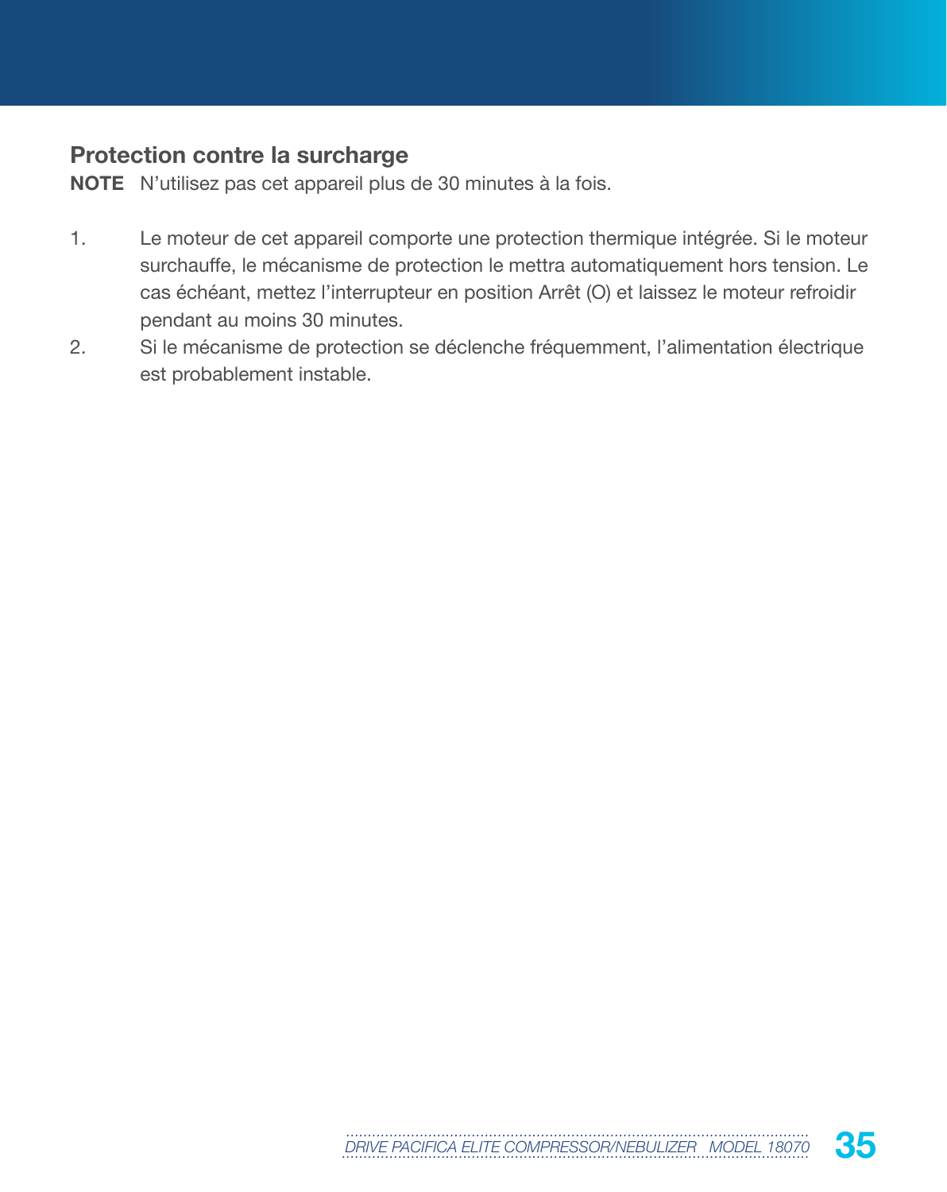## Protection contre la surcharge

**NOTE** N'utilisez pas cet appareil plus de 30 minutes à la fois.

1. Le moteur de cet appareil comporte une protection thermique intégrée. Si le moteur surchauffe, le mécanisme de protection le mettra automatiquement hors tension. Le cas échéant, mettez l'interrupteur en position Arrêt (O) et laissez le moteur refroidir pendant au moins 30 minutes.
2. Si le mécanisme de protection se déclenche fréquemment, l'alimentation électrique est probablement instable.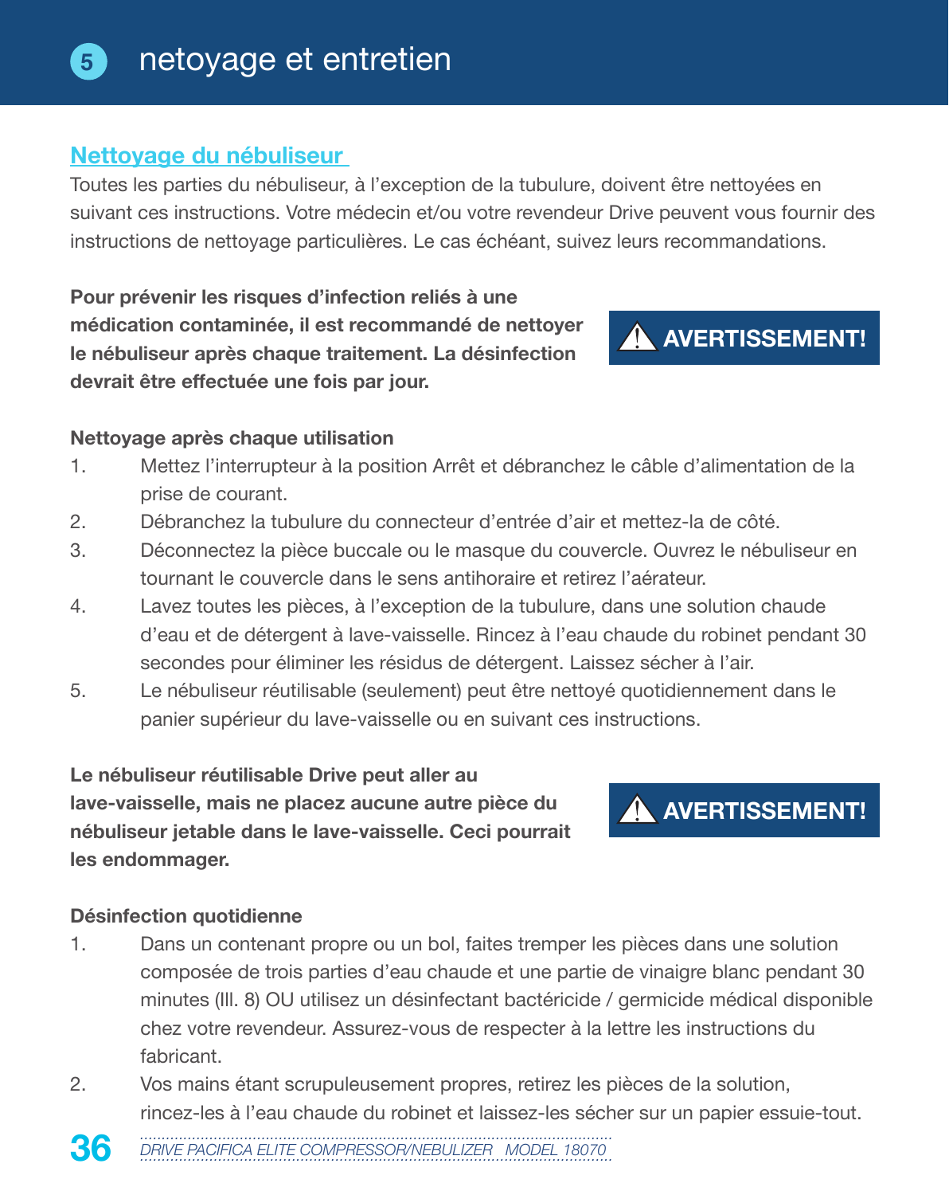# 5 netoyage et entretien

## Nettoyage du nébuliseur

Toutes les parties du nébuliseur, à l'exception de la tubulure, doivent être nettoyées en suivant ces instructions. Votre médecin et/ou votre revendeur Drive peuvent vous fournir des instructions de nettoyage particulières. Le cas échéant, suivez leurs recommandations.

**⚠ AVERTISSEMENT!**

**Pour prévenir les risques d'infection reliés à une médication contaminée, il est recommandé de nettoyer le nébuliseur après chaque traitement. La désinfection devrait être effectuée une fois par jour.**

**Nettoyage après chaque utilisation**

1. Mettez l'interrupteur à la position Arrêt et débranchez le câble d'alimentation de la prise de courant.
2. Débranchez la tubulure du connecteur d'entrée d'air et mettez-la de côté.
3. Déconnectez la pièce buccale ou le masque du couvercle. Ouvrez le nébuliseur en tournant le couvercle dans le sens antihoraire et retirez l'aérateur.
4. Lavez toutes les pièces, à l'exception de la tubulure, dans une solution chaude d'eau et de détergent à lave-vaisselle. Rincez à l'eau chaude du robinet pendant 30 secondes pour éliminer les résidus de détergent. Laissez sécher à l'air.
5. Le nébuliseur réutilisable (seulement) peut être nettoyé quotidiennement dans le panier supérieur du lave-vaisselle ou en suivant ces instructions.

**⚠ AVERTISSEMENT!**

**Le nébuliseur réutilisable Drive peut aller au lave-vaisselle, mais ne placez aucune autre pièce du nébuliseur jetable dans le lave-vaisselle. Ceci pourrait les endommager.**

**Désinfection quotidienne**

1. Dans un contenant propre ou un bol, faites tremper les pièces dans une solution composée de trois parties d'eau chaude et une partie de vinaigre blanc pendant 30 minutes (Ill. 8) OU utilisez un désinfectant bactéricide / germicide médical disponible chez votre revendeur. Assurez-vous de respecter à la lettre les instructions du fabricant.
2. Vos mains étant scrupuleusement propres, retirez les pièces de la solution, rincez-les à l'eau chaude du robinet et laissez-les sécher sur un papier essuie-tout.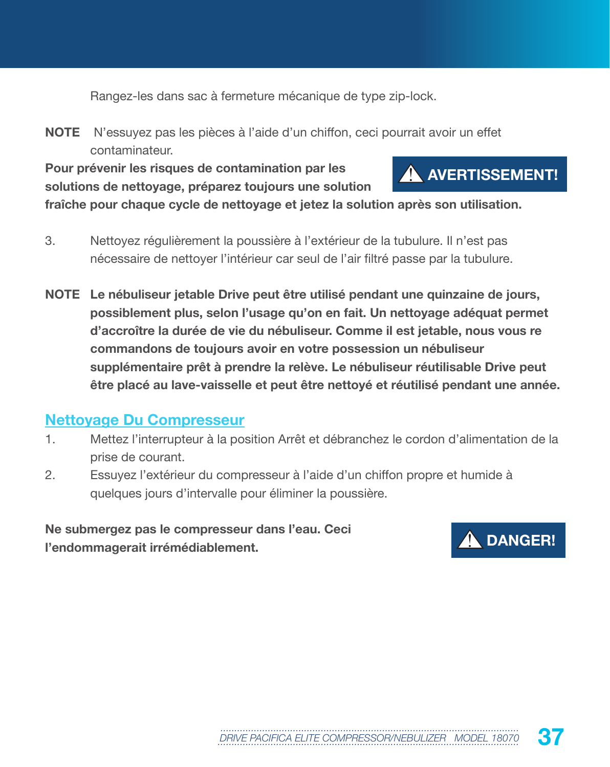Rangez-les dans sac à fermeture mécanique de type zip-lock.

**NOTE** N'essuyez pas les pièces à l'aide d'un chiffon, ceci pourrait avoir un effet contaminateur.

**⚠ AVERTISSEMENT!**

**Pour prévenir les risques de contamination par les solutions de nettoyage, préparez toujours une solution fraîche pour chaque cycle de nettoyage et jetez la solution après son utilisation.**

3. Nettoyez régulièrement la poussière à l'extérieur de la tubulure. Il n'est pas nécessaire de nettoyer l'intérieur car seul de l'air filtré passe par la tubulure.

**NOTE Le nébuliseur jetable Drive peut être utilisé pendant une quinzaine de jours, possiblement plus, selon l'usage qu'on en fait. Un nettoyage adéquat permet d'accroître la durée de vie du nébuliseur. Comme il est jetable, nous vous re commandons de toujours avoir en votre possession un nébuliseur supplémentaire prêt à prendre la relève. Le nébuliseur réutilisable Drive peut être placé au lave-vaisselle et peut être nettoyé et réutilisé pendant une année.**

## Nettoyage Du Compresseur

1. Mettez l'interrupteur à la position Arrêt et débranchez le cordon d'alimentation de la prise de courant.
2. Essuyez l'extérieur du compresseur à l'aide d'un chiffon propre et humide à quelques jours d'intervalle pour éliminer la poussière.

**⚠ DANGER!**

**Ne submergez pas le compresseur dans l'eau. Ceci l'endommagerait irrémédiablement.**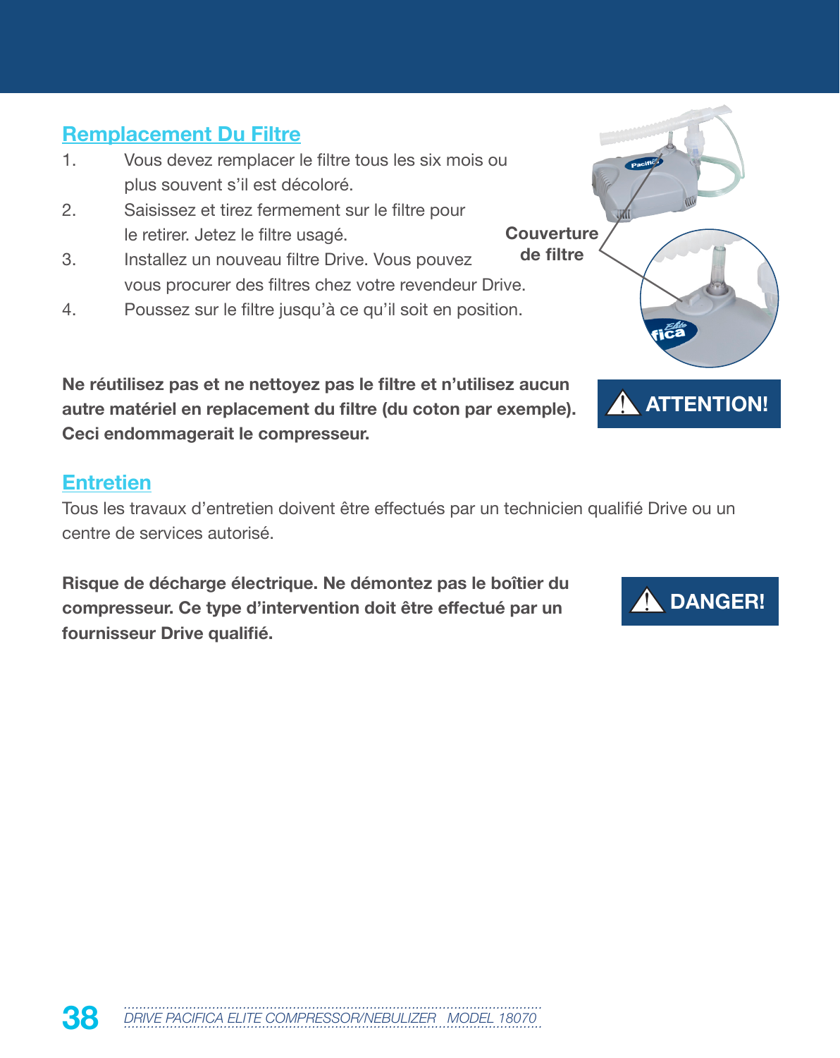## Remplacement Du Filtre

1. Vous devez remplacer le filtre tous les six mois ou plus souvent s'il est décoloré.
2. Saisissez et tirez fermement sur le filtre pour le retirer. Jetez le filtre usagé.
3. Installez un nouveau filtre Drive. Vous pouvez vous procurer des filtres chez votre revendeur Drive.
4. Poussez sur le filtre jusqu'à ce qu'il soit en position.

Couverture de filtre

**ATTENTION!**

**Ne réutilisez pas et ne nettoyez pas le filtre et n'utilisez aucun autre matériel en replacement du filtre (du coton par exemple). Ceci endommagerait le compresseur.**

## Entretien

Tous les travaux d'entretien doivent être effectués par un technicien qualifié Drive ou un centre de services autorisé.

**DANGER!**

**Risque de décharge électrique. Ne démontez pas le boîtier du compresseur. Ce type d'intervention doit être effectué par un fournisseur Drive qualifié.**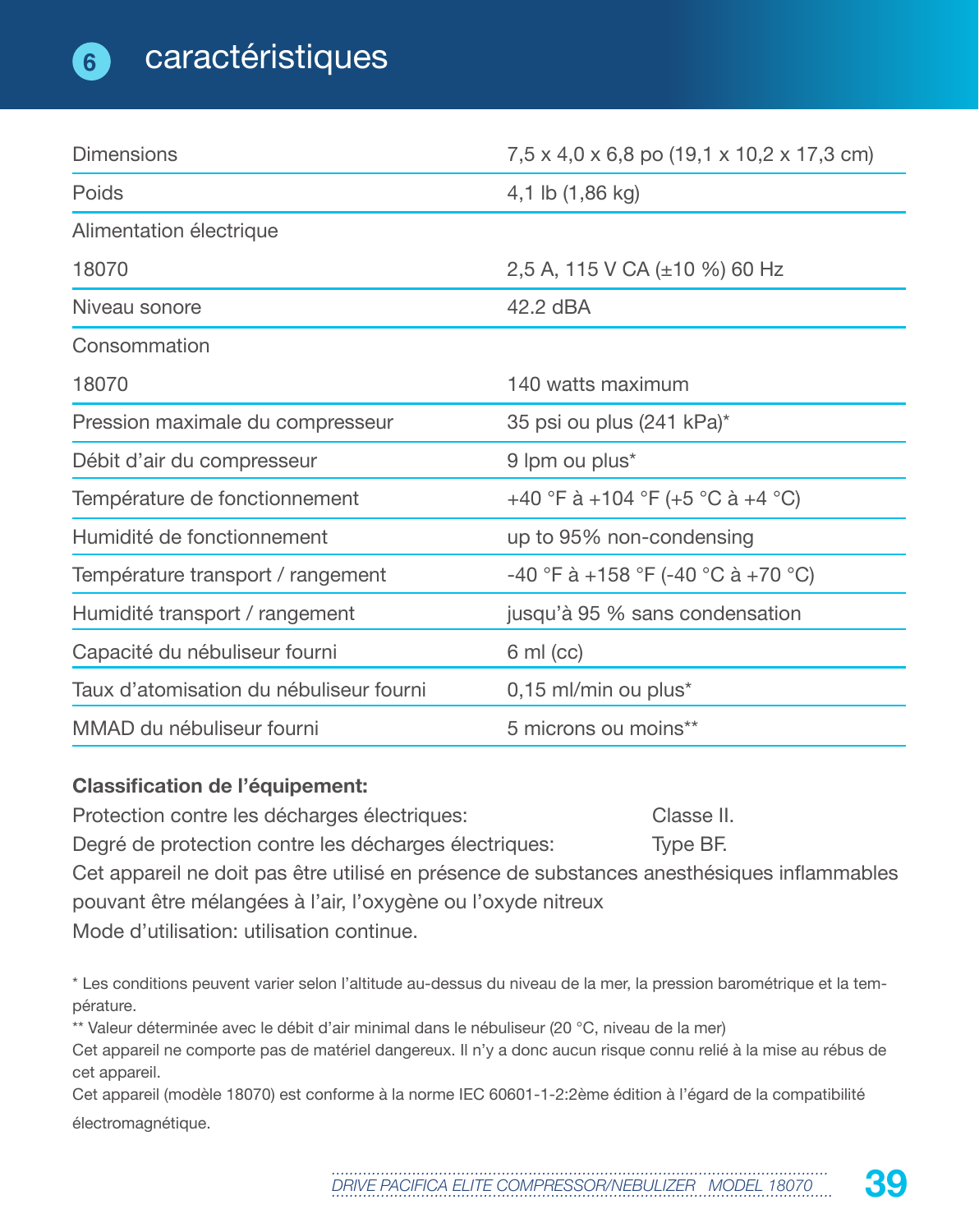# 6 caractéristiques

| | |
|---|---|
| Dimensions | 7,5 x 4,0 x 6,8 po (19,1 x 10,2 x 17,3 cm) |
| Poids | 4,1 lb (1,86 kg) |
| Alimentation électrique | |
| 18070 | 2,5 A, 115 V CA (±10 %) 60 Hz |
| Niveau sonore | 42.2 dBA |
| Consommation | |
| 18070 | 140 watts maximum |
| Pression maximale du compresseur | 35 psi ou plus (241 kPa)* |
| Débit d'air du compresseur | 9 lpm ou plus* |
| Température de fonctionnement | +40 °F à +104 °F (+5 °C à +4 °C) |
| Humidité de fonctionnement | up to 95% non-condensing |
| Température transport / rangement | -40 °F à +158 °F (-40 °C à +70 °C) |
| Humidité transport / rangement | jusqu'à 95 % sans condensation |
| Capacité du nébuliseur fourni | 6 ml (cc) |
| Taux d'atomisation du nébuliseur fourni | 0,15 ml/min ou plus* |
| MMAD du nébuliseur fourni | 5 microns ou moins** |

**Classification de l'équipement:**

Protection contre les décharges électriques: Classe II.

Degré de protection contre les décharges électriques: Type BF.

Cet appareil ne doit pas être utilisé en présence de substances anesthésiques inflammables pouvant être mélangées à l'air, l'oxygène ou l'oxyde nitreux

Mode d'utilisation: utilisation continue.

* Les conditions peuvent varier selon l'altitude au-dessus du niveau de la mer, la pression barométrique et la température.

** Valeur déterminée avec le débit d'air minimal dans le nébuliseur (20 °C, niveau de la mer)

Cet appareil ne comporte pas de matériel dangereux. Il n'y a donc aucun risque connu relié à la mise au rébus de cet appareil.

Cet appareil (modèle 18070) est conforme à la norme IEC 60601-1-2:2ème édition à l'égard de la compatibilité électromagnétique.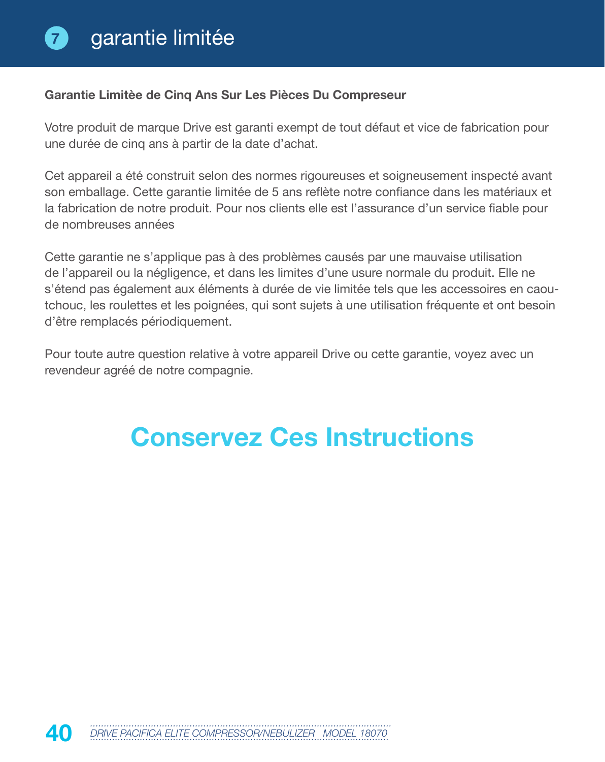# 7 garantie limitée

**Garantie Limitèe de Cinq Ans Sur Les Pièces Du Compreseur**

Votre produit de marque Drive est garanti exempt de tout défaut et vice de fabrication pour une durée de cinq ans à partir de la date d'achat.

Cet appareil a été construit selon des normes rigoureuses et soigneusement inspecté avant son emballage. Cette garantie limitée de 5 ans reflète notre confiance dans les matériaux et la fabrication de notre produit. Pour nos clients elle est l'assurance d'un service fiable pour de nombreuses années

Cette garantie ne s'applique pas à des problèmes causés par une mauvaise utilisation de l'appareil ou la négligence, et dans les limites d'une usure normale du produit. Elle ne s'étend pas également aux éléments à durée de vie limitée tels que les accessoires en caoutchouc, les roulettes et les poignées, qui sont sujets à une utilisation fréquente et ont besoin d'être remplacés périodiquement.

Pour toute autre question relative à votre appareil Drive ou cette garantie, voyez avec un revendeur agréé de notre compagnie.

## Conservez Ces Instructions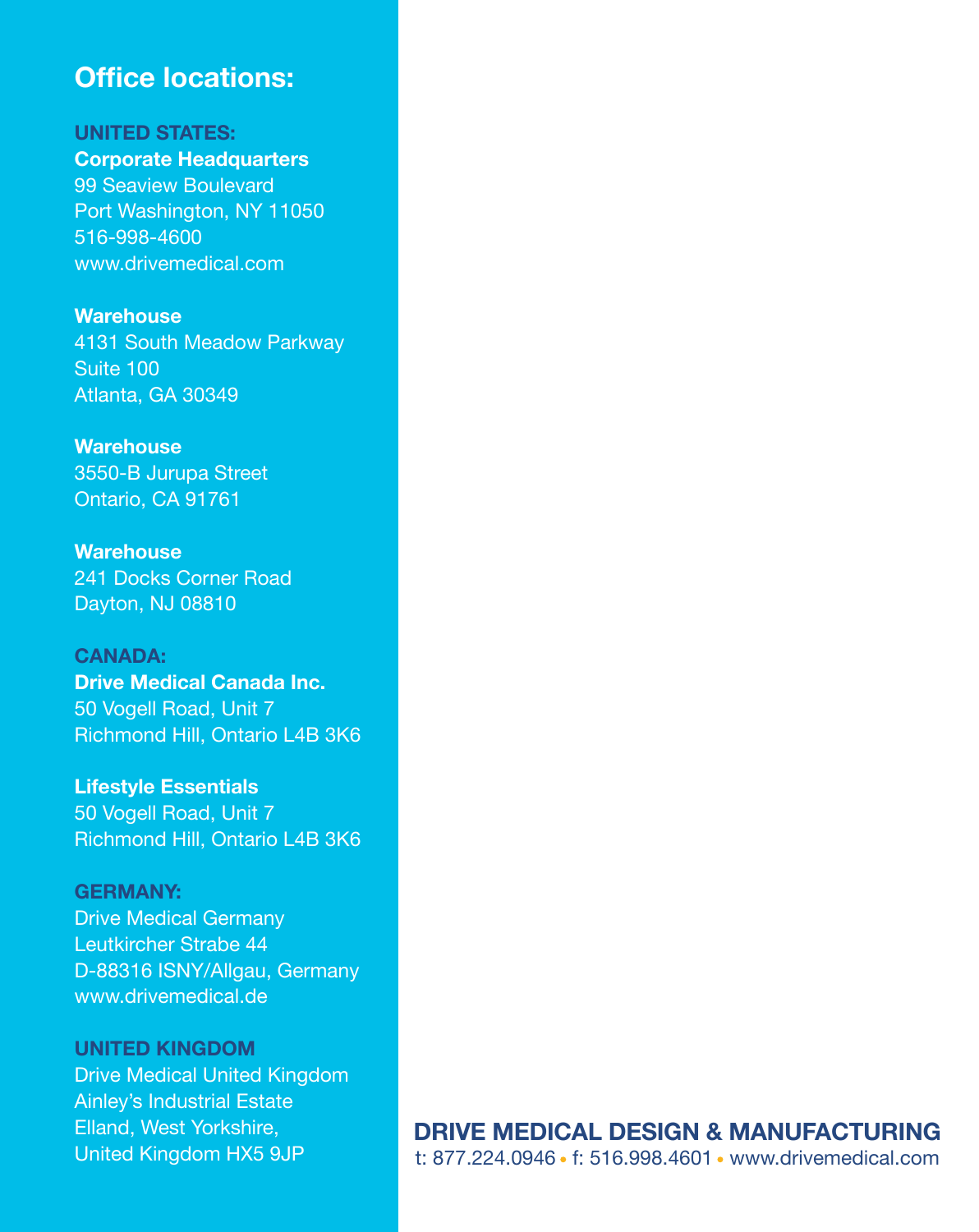## Office locations:

**UNITED STATES:**

**Corporate Headquarters**
99 Seaview Boulevard
Port Washington, NY 11050
516-998-4600
www.drivemedical.com

**Warehouse**
4131 South Meadow Parkway
Suite 100
Atlanta, GA 30349

**Warehouse**
3550-B Jurupa Street
Ontario, CA 91761

**Warehouse**
241 Docks Corner Road
Dayton, NJ 08810

**CANADA:**

**Drive Medical Canada Inc.**
50 Vogell Road, Unit 7
Richmond Hill, Ontario L4B 3K6

**Lifestyle Essentials**
50 Vogell Road, Unit 7
Richmond Hill, Ontario L4B 3K6

**GERMANY:**

Drive Medical Germany
Leutkircher Strabe 44
D-88316 ISNY/Allgau, Germany
www.drivemedical.de

**UNITED KINGDOM**

Drive Medical United Kingdom
Ainley's Industrial Estate
Elland, West Yorkshire,
United Kingdom HX5 9JP

**DRIVE MEDICAL DESIGN & MANUFACTURING**
t: 877.224.0946 • f: 516.998.4601 • www.drivemedical.com